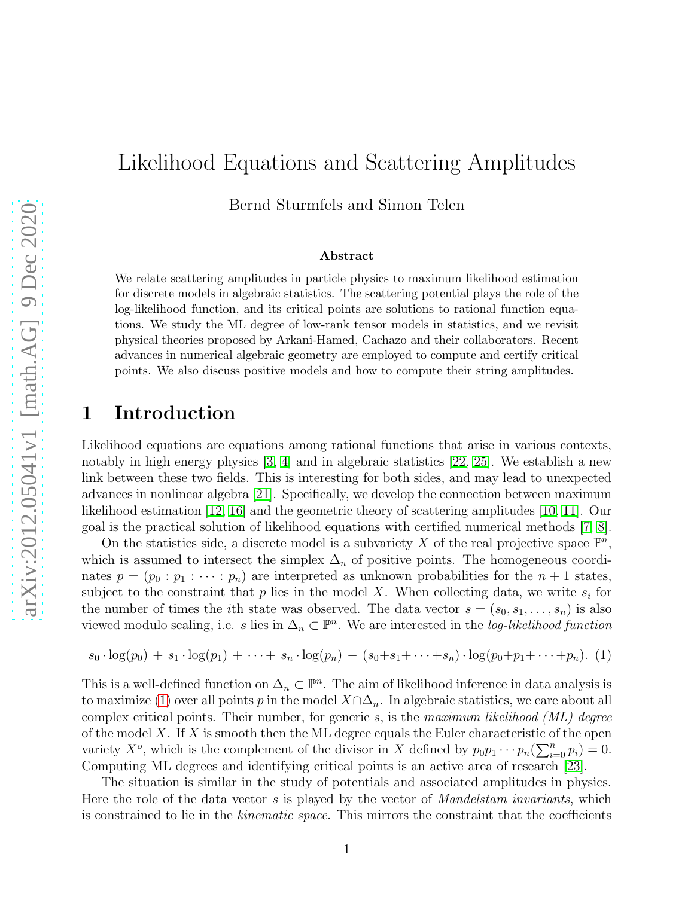# Likelihood Equations and Scattering Amplitudes

Bernd Sturmfels and Simon Telen

### Abstract

We relate scattering amplitudes in particle physics to maximum likelihood estimation for discrete models in algebraic statistics. The scattering potential plays the role of the log-likelihood function, and its critical points are solutions to rational function equations. We study the ML degree of low-rank tensor models in statistics, and we revisit physical theories proposed by Arkani-Hamed, Cachazo and their collaborators. Recent advances in numerical algebraic geometry are employed to compute and certify critical points. We also discuss positive models and how to compute their string amplitudes.

## 1 Introduction

Likelihood equations are equations among rational functions that arise in various contexts, notably in high energy physics [3, 4] and in algebraic statistics [22, 25]. We establish a new link between these two fields. This is interesting for both sides, and may lead to unexpected advances in nonlinear algebra [21]. Specifically, we develop the connection between maximum likelihood estimation [12, 16] and the geometric theory of scattering amplitudes [10, 11]. Our goal is the practical solution of likelihood equations with certified numerical methods [7, 8].

On the statistics side, a discrete model is a subvariety $X$ of the real projective space $\mathbb{P}^n$, which is assumed to intersect the simplex $\Delta_n$ of positive points. The homogeneous coordinates $p = (p_0 : p_1 : \cdots : p_n)$ are interpreted as unknown probabilities for the $n+1$ states, subject to the constraint that $p$ lies in the model $X$. When collecting data, we write $s_i$ for the number of times the $i$th state was observed. The data vector $s = (s_0, s_1, \ldots, s_n)$ is also viewed modulo scaling, i.e. $s$ lies in $\Delta_n \subset \mathbb{P}^n$. We are interested in the *log-likelihood function*

$$s_0 \cdot \log(p_0) \,+\, s_1 \cdot \log(p_1) \,+\, \cdots +\, s_n \cdot \log(p_n) \,-\, (s_0+s_1+\cdots+s_n) \cdot \log(p_0+p_1+\cdots+p_n). \quad (1)$$

This is a well-defined function on $\Delta_n \subset \mathbb{P}^n$. The aim of likelihood inference in data analysis is to maximize (1) over all points $p$ in the model $X \cap \Delta_n$. In algebraic statistics, we care about all complex critical points. Their number, for generic $s$, is the *maximum likelihood (ML) degree* of the model $X$. If $X$ is smooth then the ML degree equals the Euler characteristic of the open variety $X^o$, which is the complement of the divisor in $X$ defined by $p_0 p_1 \cdots p_n (\sum_{i=0}^n p_i) = 0$. Computing ML degrees and identifying critical points is an active area of research [23].

The situation is similar in the study of potentials and associated amplitudes in physics. Here the role of the data vector $s$ is played by the vector of *Mandelstam invariants*, which is constrained to lie in the *kinematic space*. This mirrors the constraint that the coefficients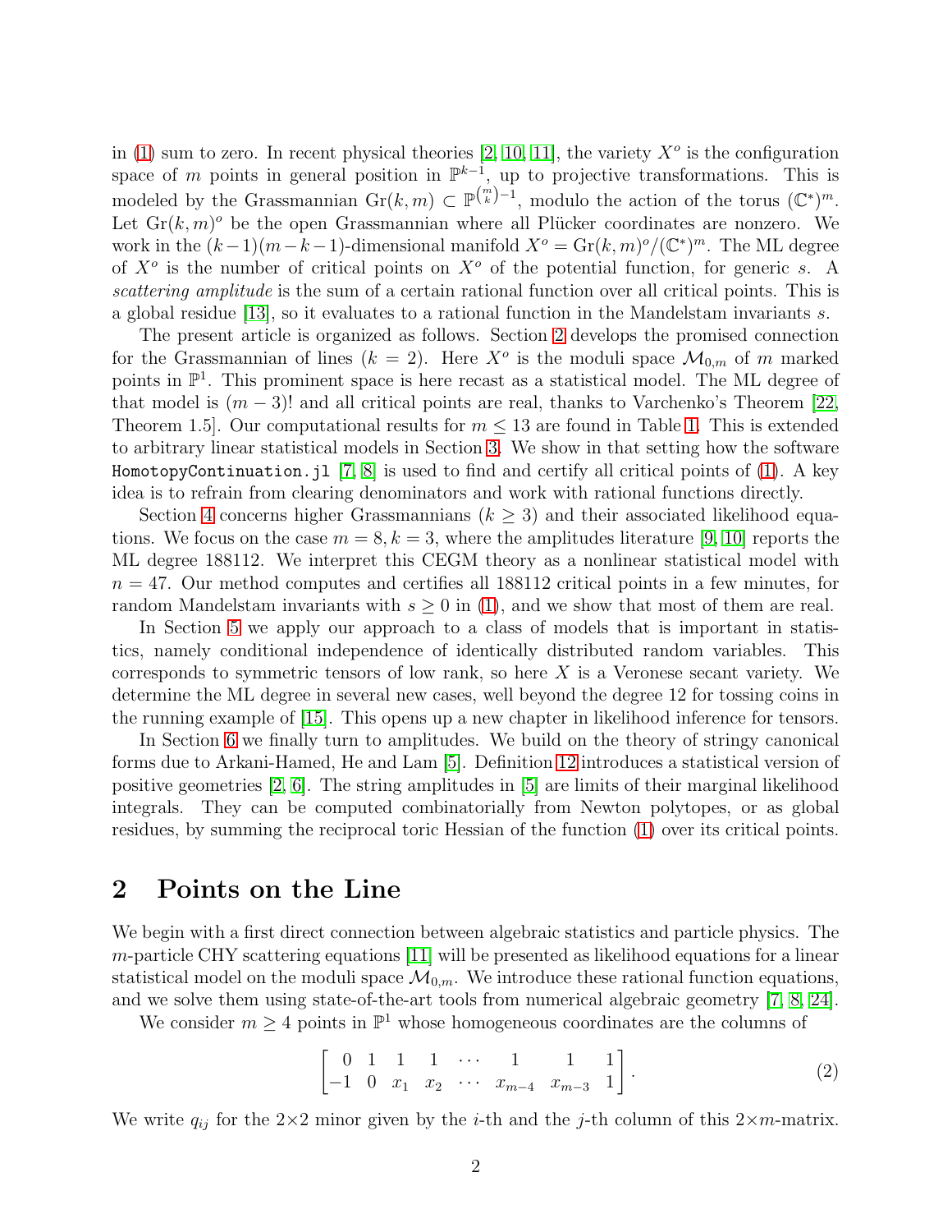in (1) sum to zero. In recent physical theories [2, 10, 11], the variety $X^o$ is the configuration space of $m$ points in general position in $\mathbb{P}^{k-1}$, up to projective transformations. This is modeled by the Grassmannian $\mathrm{Gr}(k,m) \subset \mathbb{P}^{\binom{m}{k}-1}$, modulo the action of the torus $(\mathbb{C}^*)^m$. Let $\mathrm{Gr}(k,m)^o$ be the open Grassmannian where all Plücker coordinates are nonzero. We work in the $(k-1)(m-k-1)$-dimensional manifold $X^o = \mathrm{Gr}(k,m)^o/(\mathbb{C}^*)^m$. The ML degree of $X^o$ is the number of critical points on $X^o$ of the potential function, for generic $s$. A *scattering amplitude* is the sum of a certain rational function over all critical points. This is a global residue [13], so it evaluates to a rational function in the Mandelstam invariants $s$.

The present article is organized as follows. Section 2 develops the promised connection for the Grassmannian of lines ($k = 2$). Here $X^o$ is the moduli space $\mathcal{M}_{0,m}$ of $m$ marked points in $\mathbb{P}^1$. This prominent space is here recast as a statistical model. The ML degree of that model is $(m-3)!$ and all critical points are real, thanks to Varchenko's Theorem [22, Theorem 1.5]. Our computational results for $m \leq 13$ are found in Table 1. This is extended to arbitrary linear statistical models in Section 3. We show in that setting how the software `HomotopyContinuation.jl` [7, 8] is used to find and certify all critical points of (1). A key idea is to refrain from clearing denominators and work with rational functions directly.

Section 4 concerns higher Grassmannians ($k \geq 3$) and their associated likelihood equations. We focus on the case $m = 8, k = 3$, where the amplitudes literature [9, 10] reports the ML degree 188112. We interpret this CEGM theory as a nonlinear statistical model with $n = 47$. Our method computes and certifies all 188112 critical points in a few minutes, for random Mandelstam invariants with $s \geq 0$ in (1), and we show that most of them are real.

In Section 5 we apply our approach to a class of models that is important in statistics, namely conditional independence of identically distributed random variables. This corresponds to symmetric tensors of low rank, so here $X$ is a Veronese secant variety. We determine the ML degree in several new cases, well beyond the degree 12 for tossing coins in the running example of [15]. This opens up a new chapter in likelihood inference for tensors.

In Section 6 we finally turn to amplitudes. We build on the theory of stringy canonical forms due to Arkani-Hamed, He and Lam [5]. Definition 12 introduces a statistical version of positive geometries [2, 6]. The string amplitudes in [5] are limits of their marginal likelihood integrals. They can be computed combinatorially from Newton polytopes, or as global residues, by summing the reciprocal toric Hessian of the function (1) over its critical points.

## 2 Points on the Line

We begin with a first direct connection between algebraic statistics and particle physics. The $m$-particle CHY scattering equations [11] will be presented as likelihood equations for a linear statistical model on the moduli space $\mathcal{M}_{0,m}$. We introduce these rational function equations, and we solve them using state-of-the-art tools from numerical algebraic geometry [7, 8, 24].

We consider $m \geq 4$ points in $\mathbb{P}^1$ whose homogeneous coordinates are the columns of

$$\begin{bmatrix} 0 & 1 & 1 & 1 & \cdots & 1 & 1 & 1 \\ -1 & 0 & x_1 & x_2 & \cdots & x_{m-4} & x_{m-3} & 1 \end{bmatrix}. \tag{2}$$

We write $q_{ij}$ for the $2 \times 2$ minor given by the $i$-th and the $j$-th column of this $2 \times m$-matrix.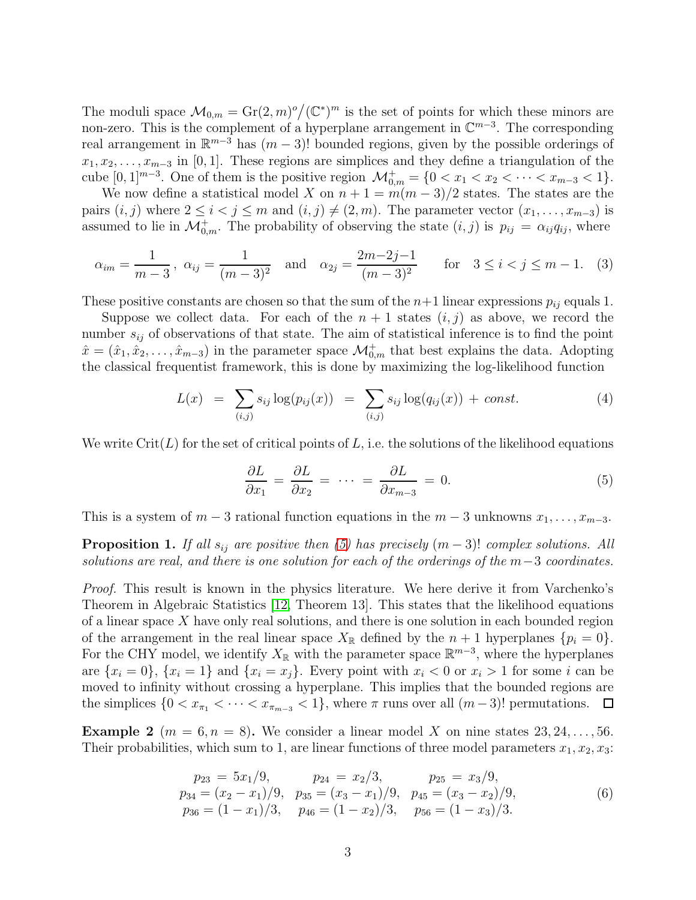The moduli space $\mathcal{M}_{0,m} = \mathrm{Gr}(2,m)^o/(\mathbb{C}^*)^m$ is the set of points for which these minors are non-zero. This is the complement of a hyperplane arrangement in $\mathbb{C}^{m-3}$. The corresponding real arrangement in $\mathbb{R}^{m-3}$ has $(m-3)!$ bounded regions, given by the possible orderings of $x_1, x_2, \ldots, x_{m-3}$ in $[0,1]$. These regions are simplices and they define a triangulation of the cube $[0,1]^{m-3}$. One of them is the positive region $\mathcal{M}_{0,m}^+ = \{0 < x_1 < x_2 < \cdots < x_{m-3} < 1\}$.

We now define a statistical model $X$ on $n+1 = m(m-3)/2$ states. The states are the pairs $(i,j)$ where $2 \leq i < j \leq m$ and $(i,j) \neq (2,m)$. The parameter vector $(x_1, \ldots, x_{m-3})$ is assumed to lie in $\mathcal{M}_{0,m}^+$. The probability of observing the state $(i,j)$ is $p_{ij} = \alpha_{ij} q_{ij}$, where

$$\alpha_{im} = \frac{1}{m-3}, \ \alpha_{ij} = \frac{1}{(m-3)^2} \quad \text{and} \quad \alpha_{2j} = \frac{2m-2j-1}{(m-3)^2} \qquad \text{for} \quad 3 \leq i < j \leq m-1. \quad (3)$$

These positive constants are chosen so that the sum of the $n+1$ linear expressions $p_{ij}$ equals 1.

Suppose we collect data. For each of the $n+1$ states $(i,j)$ as above, we record the number $s_{ij}$ of observations of that state. The aim of statistical inference is to find the point $\hat{x} = (\hat{x}_1, \hat{x}_2, \ldots, \hat{x}_{m-3})$ in the parameter space $\mathcal{M}_{0,m}^+$ that best explains the data. Adopting the classical frequentist framework, this is done by maximizing the log-likelihood function

$$L(x) \;=\; \sum_{(i,j)} s_{ij} \log(p_{ij}(x)) \;=\; \sum_{(i,j)} s_{ij} \log(q_{ij}(x)) \,+\, const. \quad (4)$$

We write $\mathrm{Crit}(L)$ for the set of critical points of $L$, i.e. the solutions of the likelihood equations

$$\frac{\partial L}{\partial x_1} \,=\, \frac{\partial L}{\partial x_2} \,=\, \cdots \,=\, \frac{\partial L}{\partial x_{m-3}} \,=\, 0. \quad (5)$$

This is a system of $m-3$ rational function equations in the $m-3$ unknowns $x_1, \ldots, x_{m-3}$.

**Proposition 1.** *If all $s_{ij}$ are positive then (5) has precisely $(m-3)!$ complex solutions. All solutions are real, and there is one solution for each of the orderings of the $m-3$ coordinates.*

*Proof.* This result is known in the physics literature. We here derive it from Varchenko's Theorem in Algebraic Statistics [12, Theorem 13]. This states that the likelihood equations of a linear space $X$ have only real solutions, and there is one solution in each bounded region of the arrangement in the real linear space $X_\mathbb{R}$ defined by the $n+1$ hyperplanes $\{p_i = 0\}$. For the CHY model, we identify $X_\mathbb{R}$ with the parameter space $\mathbb{R}^{m-3}$, where the hyperplanes are $\{x_i = 0\}$, $\{x_i = 1\}$ and $\{x_i = x_j\}$. Every point with $x_i < 0$ or $x_i > 1$ for some $i$ can be moved to infinity without crossing a hyperplane. This implies that the bounded regions are the simplices $\{0 < x_{\pi_1} < \cdots < x_{\pi_{m-3}} < 1\}$, where $\pi$ runs over all $(m-3)!$ permutations. $\square$

**Example 2** ($m = 6, n = 8$). We consider a linear model $X$ on nine states $23, 24, \ldots, 56$. Their probabilities, which sum to 1, are linear functions of three model parameters $x_1, x_2, x_3$:

$$\begin{array}{lll}
p_{23} \,=\, 5x_1/9, & p_{24} \,=\, x_2/3, & p_{25} \,=\, x_3/9, \\
p_{34} = (x_2 - x_1)/9, & p_{35} = (x_3 - x_1)/9, & p_{45} = (x_3 - x_2)/9, \\
p_{36} = (1 - x_1)/3, & p_{46} = (1 - x_2)/3, & p_{56} = (1 - x_3)/3.
\end{array} \quad (6)$$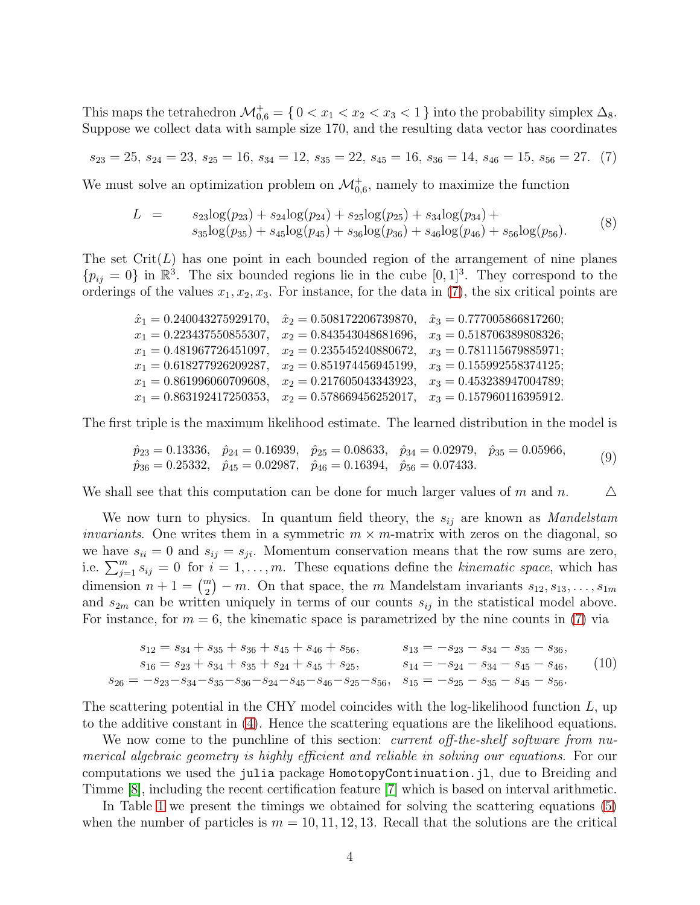This maps the tetrahedron $\mathcal{M}_{0,6}^{+} = \{\, 0 < x_1 < x_2 < x_3 < 1 \,\}$ into the probability simplex $\Delta_8$. Suppose we collect data with sample size 170, and the resulting data vector has coordinates

$$s_{23} = 25,\ s_{24} = 23,\ s_{25} = 16,\ s_{34} = 12,\ s_{35} = 22,\ s_{45} = 16,\ s_{36} = 14,\ s_{46} = 15,\ s_{56} = 27. \quad (7)$$

We must solve an optimization problem on $\mathcal{M}_{0,6}^{+}$, namely to maximize the function

$$\begin{aligned} L \quad = \quad & s_{23}\log(p_{23}) + s_{24}\log(p_{24}) + s_{25}\log(p_{25}) + s_{34}\log(p_{34}) + \\ & s_{35}\log(p_{35}) + s_{45}\log(p_{45}) + s_{36}\log(p_{36}) + s_{46}\log(p_{46}) + s_{56}\log(p_{56}). \end{aligned} \quad (8)$$

The set $\mathrm{Crit}(L)$ has one point in each bounded region of the arrangement of nine planes $\{p_{ij} = 0\}$ in $\mathbb{R}^3$. The six bounded regions lie in the cube $[0,1]^3$. They correspond to the orderings of the values $x_1, x_2, x_3$. For instance, for the data in (7), the six critical points are

$$\begin{array}{lll}
\hat{x}_1 = 0.240043275929170, & \hat{x}_2 = 0.508172206739870, & \hat{x}_3 = 0.777005866817260; \\
x_1 = 0.223437550855307, & x_2 = 0.843543048681696, & x_3 = 0.518706389808326; \\
x_1 = 0.481967726451097, & x_2 = 0.235545240880672, & x_3 = 0.781115679885971; \\
x_1 = 0.618277926209287, & x_2 = 0.851974456945199, & x_3 = 0.155992558374125; \\
x_1 = 0.861996060709608, & x_2 = 0.217605043343923, & x_3 = 0.453238947004789; \\
x_1 = 0.863192417250353, & x_2 = 0.578669456252017, & x_3 = 0.157960116395912.
\end{array}$$

The first triple is the maximum likelihood estimate. The learned distribution in the model is

$$\begin{array}{lllll}
\hat{p}_{23} = 0.13336, & \hat{p}_{24} = 0.16939, & \hat{p}_{25} = 0.08633, & \hat{p}_{34} = 0.02979, & \hat{p}_{35} = 0.05966, \\
\hat{p}_{36} = 0.25332, & \hat{p}_{45} = 0.02987, & \hat{p}_{46} = 0.16394, & \hat{p}_{56} = 0.07433. &
\end{array} \quad (9)$$

We shall see that this computation can be done for much larger values of $m$ and $n$. $\triangle$

We now turn to physics. In quantum field theory, the $s_{ij}$ are known as *Mandelstam invariants*. One writes them in a symmetric $m \times m$-matrix with zeros on the diagonal, so we have $s_{ii} = 0$ and $s_{ij} = s_{ji}$. Momentum conservation means that the row sums are zero, i.e. $\sum_{j=1}^{m} s_{ij} = 0$ for $i = 1, \ldots, m$. These equations define the *kinematic space*, which has dimension $n + 1 = \binom{m}{2} - m$. On that space, the $m$ Mandelstam invariants $s_{12}, s_{13}, \ldots, s_{1m}$ and $s_{2m}$ can be written uniquely in terms of our counts $s_{ij}$ in the statistical model above. For instance, for $m = 6$, the kinematic space is parametrized by the nine counts in (7) via

$$\begin{array}{ll}
s_{12} = s_{34} + s_{35} + s_{36} + s_{45} + s_{46} + s_{56}, & s_{13} = -s_{23} - s_{34} - s_{35} - s_{36}, \\
s_{16} = s_{23} + s_{34} + s_{35} + s_{24} + s_{45} + s_{25}, & s_{14} = -s_{24} - s_{34} - s_{45} - s_{46}, \\
s_{26} = -s_{23} - s_{34} - s_{35} - s_{36} - s_{24} - s_{45} - s_{46} - s_{25} - s_{56}, & s_{15} = -s_{25} - s_{35} - s_{45} - s_{56}.
\end{array} \quad (10)$$

The scattering potential in the CHY model coincides with the log-likelihood function $L$, up to the additive constant in (4). Hence the scattering equations are the likelihood equations.

We now come to the punchline of this section: *current off-the-shelf software from numerical algebraic geometry is highly efficient and reliable in solving our equations.* For our computations we used the `julia` package `HomotopyContinuation.jl`, due to Breiding and Timme [8], including the recent certification feature [7] which is based on interval arithmetic.

In Table 1 we present the timings we obtained for solving the scattering equations (5) when the number of particles is $m = 10, 11, 12, 13$. Recall that the solutions are the critical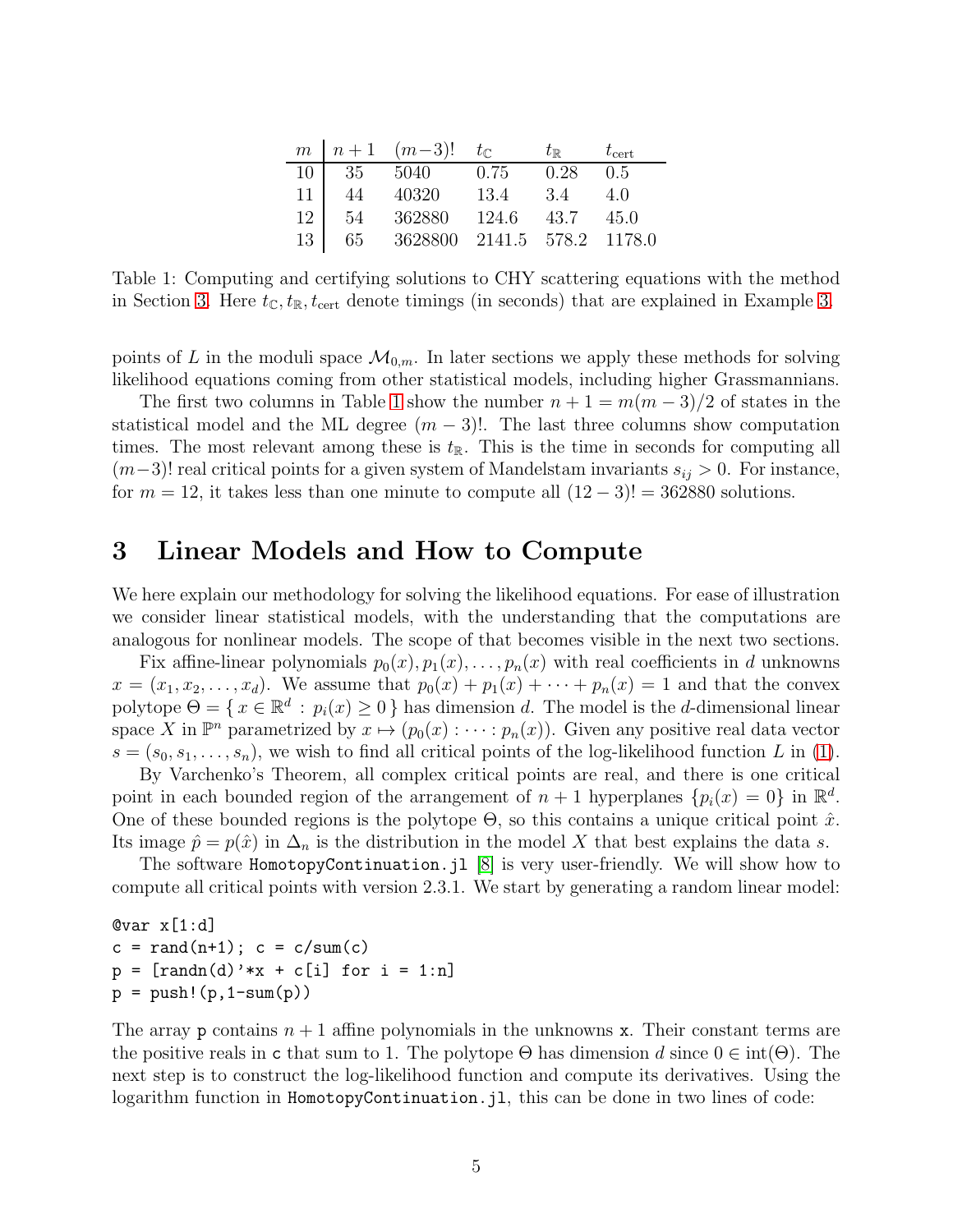| $m$ | $n+1$ | $(m-3)!$ | $t_{\mathbb{C}}$ | $t_{\mathbb{R}}$ | $t_{\text{cert}}$ |
|---|---|---|---|---|---|
| 10 | 35 | 5040 | 0.75 | 0.28 | 0.5 |
| 11 | 44 | 40320 | 13.4 | 3.4 | 4.0 |
| 12 | 54 | 362880 | 124.6 | 43.7 | 45.0 |
| 13 | 65 | 3628800 | 2141.5 | 578.2 | 1178.0 |

Table 1: Computing and certifying solutions to CHY scattering equations with the method in Section 3. Here $t_{\mathbb{C}}, t_{\mathbb{R}}, t_{\text{cert}}$ denote timings (in seconds) that are explained in Example 3.

points of $L$ in the moduli space $\mathcal{M}_{0,m}$. In later sections we apply these methods for solving likelihood equations coming from other statistical models, including higher Grassmannians.

The first two columns in Table 1 show the number $n+1 = m(m-3)/2$ of states in the statistical model and the ML degree $(m-3)!$. The last three columns show computation times. The most relevant among these is $t_{\mathbb{R}}$. This is the time in seconds for computing all $(m-3)!$ real critical points for a given system of Mandelstam invariants $s_{ij} > 0$. For instance, for $m = 12$, it takes less than one minute to compute all $(12-3)! = 362880$ solutions.

# 3 Linear Models and How to Compute

We here explain our methodology for solving the likelihood equations. For ease of illustration we consider linear statistical models, with the understanding that the computations are analogous for nonlinear models. The scope of that becomes visible in the next two sections.

Fix affine-linear polynomials $p_0(x), p_1(x), \ldots, p_n(x)$ with real coefficients in $d$ unknowns $x = (x_1, x_2, \ldots, x_d)$. We assume that $p_0(x) + p_1(x) + \cdots + p_n(x) = 1$ and that the convex polytope $\Theta = \{\, x \in \mathbb{R}^d : p_i(x) \geq 0 \,\}$ has dimension $d$. The model is the $d$-dimensional linear space $X$ in $\mathbb{P}^n$ parametrized by $x \mapsto (p_0(x) : \cdots : p_n(x))$. Given any positive real data vector $s = (s_0, s_1, \ldots, s_n)$, we wish to find all critical points of the log-likelihood function $L$ in (1).

By Varchenko's Theorem, all complex critical points are real, and there is one critical point in each bounded region of the arrangement of $n+1$ hyperplanes $\{p_i(x) = 0\}$ in $\mathbb{R}^d$. One of these bounded regions is the polytope $\Theta$, so this contains a unique critical point $\hat{x}$. Its image $\hat{p} = p(\hat{x})$ in $\Delta_n$ is the distribution in the model $X$ that best explains the data $s$.

The software `HomotopyContinuation.jl` [8] is very user-friendly. We will show how to compute all critical points with version 2.3.1. We start by generating a random linear model:

```
@var x[1:d]
c = rand(n+1); c = c/sum(c)
p = [randn(d)'*x + c[i] for i = 1:n]
p = push!(p,1-sum(p))
```

The array `p` contains $n+1$ affine polynomials in the unknowns `x`. Their constant terms are the positive reals in `c` that sum to 1. The polytope $\Theta$ has dimension $d$ since $0 \in \text{int}(\Theta)$. The next step is to construct the log-likelihood function and compute its derivatives. Using the logarithm function in `HomotopyContinuation.jl`, this can be done in two lines of code: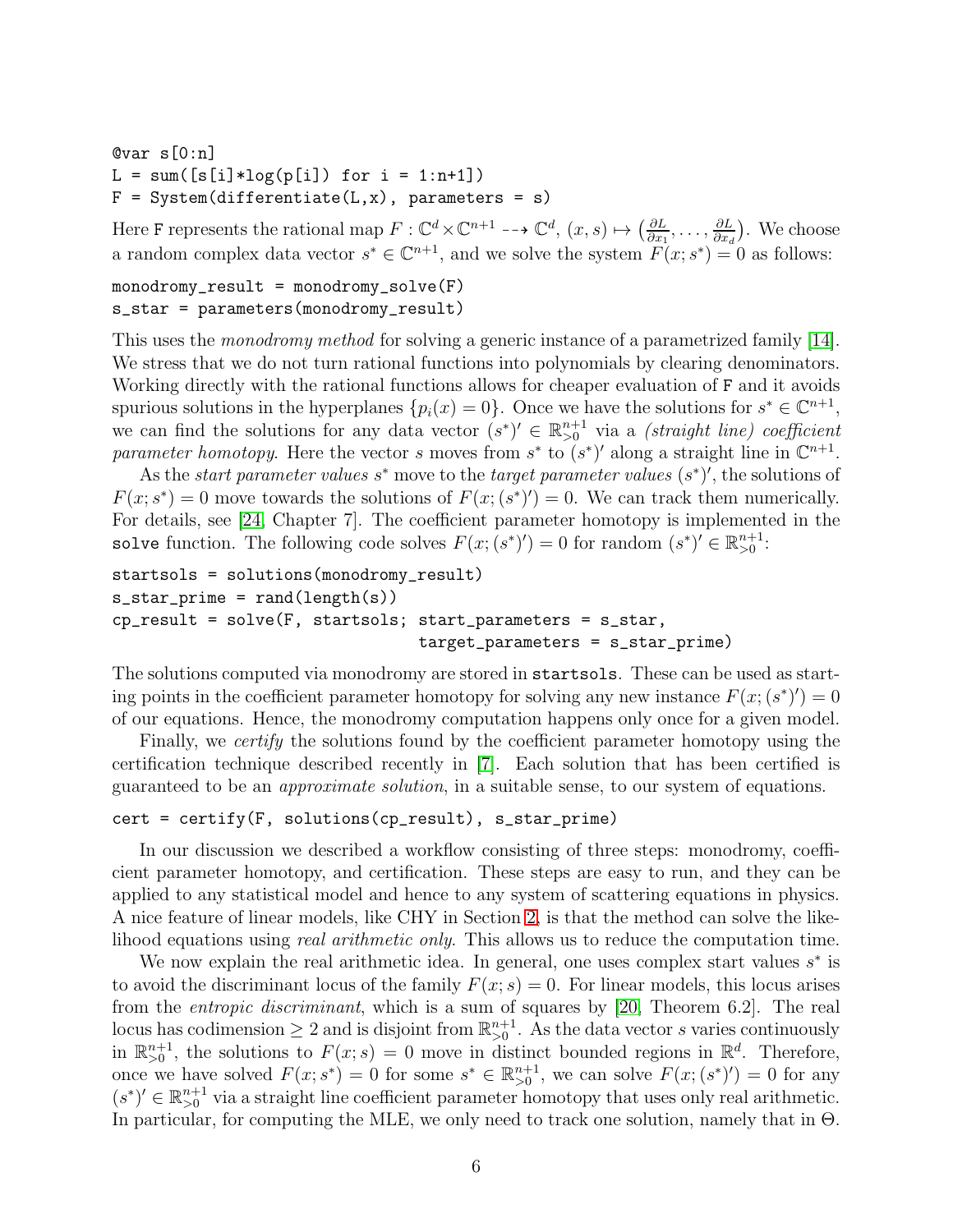```
@var s[0:n]
L = sum([s[i]*log(p[i]) for i = 1:n+1])
F = System(differentiate(L,x), parameters = s)
```

Here `F` represents the rational map $F : \mathbb{C}^d \times \mathbb{C}^{n+1} \dashrightarrow \mathbb{C}^d$, $(x, s) \mapsto \left(\frac{\partial L}{\partial x_1}, \ldots, \frac{\partial L}{\partial x_d}\right)$. We choose a random complex data vector $s^* \in \mathbb{C}^{n+1}$, and we solve the system $F(x; s^*) = 0$ as follows:

```
monodromy_result = monodromy_solve(F)
s_star = parameters(monodromy_result)
```

This uses the *monodromy method* for solving a generic instance of a parametrized family [14]. We stress that we do not turn rational functions into polynomials by clearing denominators. Working directly with the rational functions allows for cheaper evaluation of `F` and it avoids spurious solutions in the hyperplanes $\{p_i(x) = 0\}$. Once we have the solutions for $s^* \in \mathbb{C}^{n+1}$, we can find the solutions for any data vector $(s^*)' \in \mathbb{R}^{n+1}_{>0}$ via a *(straight line) coefficient parameter homotopy*. Here the vector $s$ moves from $s^*$ to $(s^*)'$ along a straight line in $\mathbb{C}^{n+1}$.

As the *start parameter values* $s^*$ move to the *target parameter values* $(s^*)'$, the solutions of $F(x; s^*) = 0$ move towards the solutions of $F(x; (s^*)') = 0$. We can track them numerically. For details, see [24, Chapter 7]. The coefficient parameter homotopy is implemented in the `solve` function. The following code solves $F(x; (s^*)') = 0$ for random $(s^*)' \in \mathbb{R}^{n+1}_{>0}$:

```
startsols = solutions(monodromy_result)
s_star_prime = rand(length(s))
cp_result = solve(F, startsols; start_parameters = s_star,
                                target_parameters = s_star_prime)
```

The solutions computed via monodromy are stored in `startsols`. These can be used as starting points in the coefficient parameter homotopy for solving any new instance $F(x; (s^*)') = 0$ of our equations. Hence, the monodromy computation happens only once for a given model.

Finally, we *certify* the solutions found by the coefficient parameter homotopy using the certification technique described recently in [7]. Each solution that has been certified is guaranteed to be an *approximate solution*, in a suitable sense, to our system of equations.

```
cert = certify(F, solutions(cp_result), s_star_prime)
```

In our discussion we described a workflow consisting of three steps: monodromy, coefficient parameter homotopy, and certification. These steps are easy to run, and they can be applied to any statistical model and hence to any system of scattering equations in physics. A nice feature of linear models, like CHY in Section 2, is that the method can solve the likelihood equations using *real arithmetic only*. This allows us to reduce the computation time.

We now explain the real arithmetic idea. In general, one uses complex start values $s^*$ is to avoid the discriminant locus of the family $F(x; s) = 0$. For linear models, this locus arises from the *entropic discriminant*, which is a sum of squares by [20, Theorem 6.2]. The real locus has codimension $\geq 2$ and is disjoint from $\mathbb{R}^{n+1}_{>0}$. As the data vector $s$ varies continuously in $\mathbb{R}^{n+1}_{>0}$, the solutions to $F(x; s) = 0$ move in distinct bounded regions in $\mathbb{R}^d$. Therefore, once we have solved $F(x; s^*) = 0$ for some $s^* \in \mathbb{R}^{n+1}_{>0}$, we can solve $F(x; (s^*)') = 0$ for any $(s^*)' \in \mathbb{R}^{n+1}_{>0}$ via a straight line coefficient parameter homotopy that uses only real arithmetic. In particular, for computing the MLE, we only need to track one solution, namely that in $\Theta$.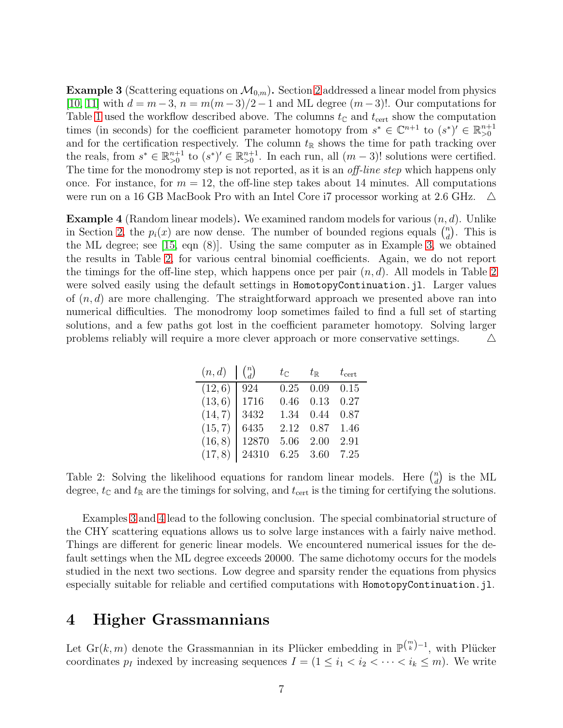**Example 3** (Scattering equations on $\mathcal{M}_{0,m}$)**.** Section 2 addressed a linear model from physics [10, 11] with $d = m-3$, $n = m(m-3)/2 - 1$ and ML degree $(m-3)!$. Our computations for Table 1 used the workflow described above. The columns $t_{\mathbb{C}}$ and $t_{\text{cert}}$ show the computation times (in seconds) for the coefficient parameter homotopy from $s^* \in \mathbb{C}^{n+1}$ to $(s^*)' \in \mathbb{R}^{n+1}_{>0}$ and for the certification respectively. The column $t_{\mathbb{R}}$ shows the time for path tracking over the reals, from $s^* \in \mathbb{R}^{n+1}_{>0}$ to $(s^*)' \in \mathbb{R}^{n+1}_{>0}$. In each run, all $(m-3)!$ solutions were certified. The time for the monodromy step is not reported, as it is an *off-line step* which happens only once. For instance, for $m = 12$, the off-line step takes about 14 minutes. All computations were run on a 16 GB MacBook Pro with an Intel Core i7 processor working at 2.6 GHz. $\triangle$

**Example 4** (Random linear models)**.** We examined random models for various $(n, d)$. Unlike in Section 2, the $p_i(x)$ are now dense. The number of bounded regions equals $\binom{n}{d}$. This is the ML degree; see [15, eqn (8)]. Using the same computer as in Example 3, we obtained the results in Table 2, for various central binomial coefficients. Again, we do not report the timings for the off-line step, which happens once per pair $(n, d)$. All models in Table 2 were solved easily using the default settings in `HomotopyContinuation.jl`. Larger values of $(n, d)$ are more challenging. The straightforward approach we presented above ran into numerical difficulties. The monodromy loop sometimes failed to find a full set of starting solutions, and a few paths got lost in the coefficient parameter homotopy. Solving larger problems reliably will require a more clever approach or more conservative settings. $\triangle$

| $(n, d)$ | $\binom{n}{d}$ | $t_{\mathbb{C}}$ | $t_{\mathbb{R}}$ | $t_{\text{cert}}$ |
|---|---|---|---|---|
| $(12, 6)$ | 924 | 0.25 | 0.09 | 0.15 |
| $(13, 6)$ | 1716 | 0.46 | 0.13 | 0.27 |
| $(14, 7)$ | 3432 | 1.34 | 0.44 | 0.87 |
| $(15, 7)$ | 6435 | 2.12 | 0.87 | 1.46 |
| $(16, 8)$ | 12870 | 5.06 | 2.00 | 2.91 |
| $(17, 8)$ | 24310 | 6.25 | 3.60 | 7.25 |

Table 2: Solving the likelihood equations for random linear models. Here $\binom{n}{d}$ is the ML degree, $t_{\mathbb{C}}$ and $t_{\mathbb{R}}$ are the timings for solving, and $t_{\text{cert}}$ is the timing for certifying the solutions.

Examples 3 and 4 lead to the following conclusion. The special combinatorial structure of the CHY scattering equations allows us to solve large instances with a fairly naive method. Things are different for generic linear models. We encountered numerical issues for the default settings when the ML degree exceeds 20000. The same dichotomy occurs for the models studied in the next two sections. Low degree and sparsity render the equations from physics especially suitable for reliable and certified computations with `HomotopyContinuation.jl`.

# 4 Higher Grassmannians

Let $\text{Gr}(k, m)$ denote the Grassmannian in its Plücker embedding in $\mathbb{P}^{\binom{m}{k}-1}$, with Plücker coordinates $p_I$ indexed by increasing sequences $I = (1 \leq i_1 < i_2 < \cdots < i_k \leq m)$. We write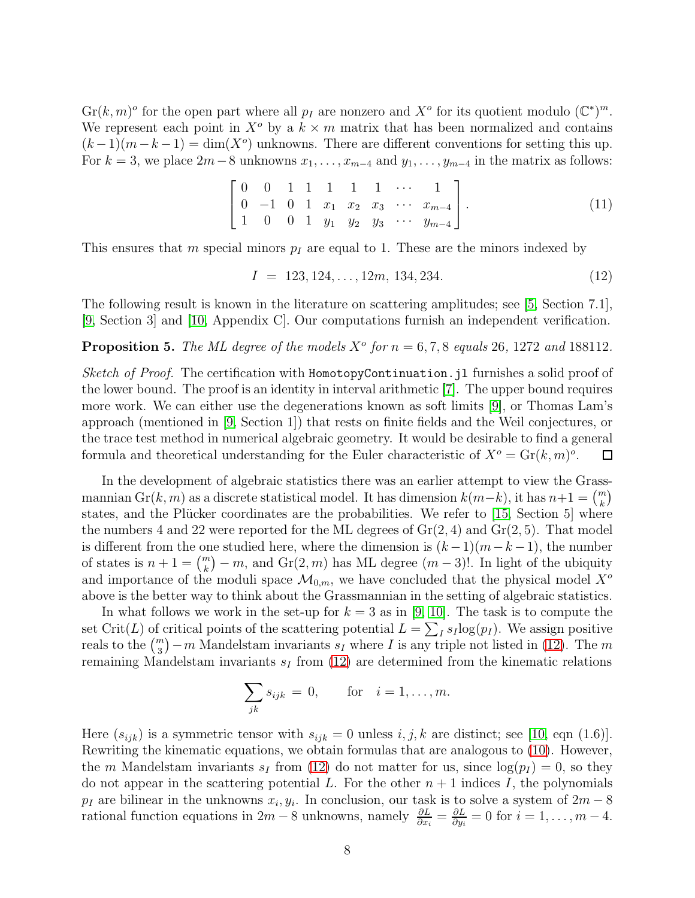$\mathrm{Gr}(k,m)^o$ for the open part where all $p_I$ are nonzero and $X^o$ for its quotient modulo $(\mathbb{C}^*)^m$. We represent each point in $X^o$ by a $k \times m$ matrix that has been normalized and contains $(k-1)(m-k-1) = \dim(X^o)$ unknowns. There are different conventions for setting this up. For $k = 3$, we place $2m-8$ unknowns $x_1, \ldots, x_{m-4}$ and $y_1, \ldots, y_{m-4}$ in the matrix as follows:

$$
\begin{bmatrix}
0 & 0 & 1 & 1 & 1 & 1 & 1 & \cdots & 1 \\
0 & -1 & 0 & 1 & x_1 & x_2 & x_3 & \cdots & x_{m-4} \\
1 & 0 & 0 & 1 & y_1 & y_2 & y_3 & \cdots & y_{m-4}
\end{bmatrix}. \tag{11}
$$

This ensures that $m$ special minors $p_I$ are equal to 1. These are the minors indexed by

$$
I \;=\; 123, 124, \ldots, 12m,\; 134, 234. \tag{12}
$$

The following result is known in the literature on scattering amplitudes; see [5, Section 7.1], [9, Section 3] and [10, Appendix C]. Our computations furnish an independent verification.

**Proposition 5.** *The ML degree of the models $X^o$ for $n = 6, 7, 8$ equals 26, 1272 and 188112.*

*Sketch of Proof.* The certification with `HomotopyContinuation.jl` furnishes a solid proof of the lower bound. The proof is an identity in interval arithmetic [7]. The upper bound requires more work. We can either use the degenerations known as soft limits [9], or Thomas Lam's approach (mentioned in [9, Section 1]) that rests on finite fields and the Weil conjectures, or the trace test method in numerical algebraic geometry. It would be desirable to find a general formula and theoretical understanding for the Euler characteristic of $X^o = \mathrm{Gr}(k,m)^o$. $\square$

In the development of algebraic statistics there was an earlier attempt to view the Grassmannian $\mathrm{Gr}(k,m)$ as a discrete statistical model. It has dimension $k(m-k)$, it has $n+1 = \binom{m}{k}$ states, and the Plücker coordinates are the probabilities. We refer to [15, Section 5] where the numbers 4 and 22 were reported for the ML degrees of $\mathrm{Gr}(2,4)$ and $\mathrm{Gr}(2,5)$. That model is different from the one studied here, where the dimension is $(k-1)(m-k-1)$, the number of states is $n+1 = \binom{m}{k} - m$, and $\mathrm{Gr}(2,m)$ has ML degree $(m-3)!$. In light of the ubiquity and importance of the moduli space $\mathcal{M}_{0,m}$, we have concluded that the physical model $X^o$ above is the better way to think about the Grassmannian in the setting of algebraic statistics.

In what follows we work in the set-up for $k = 3$ as in [9, 10]. The task is to compute the set $\mathrm{Crit}(L)$ of critical points of the scattering potential $L = \sum_I s_I \log(p_I)$. We assign positive reals to the $\binom{m}{3} - m$ Mandelstam invariants $s_I$ where $I$ is any triple not listed in (12). The $m$ remaining Mandelstam invariants $s_I$ from (12) are determined from the kinematic relations

$$
\sum_{jk} s_{ijk} \;=\; 0, \qquad \text{for} \quad i = 1, \ldots, m.
$$

Here $(s_{ijk})$ is a symmetric tensor with $s_{ijk} = 0$ unless $i, j, k$ are distinct; see [10, eqn (1.6)]. Rewriting the kinematic equations, we obtain formulas that are analogous to (10). However, the $m$ Mandelstam invariants $s_I$ from (12) do not matter for us, since $\log(p_I) = 0$, so they do not appear in the scattering potential $L$. For the other $n+1$ indices $I$, the polynomials $p_I$ are bilinear in the unknowns $x_i, y_i$. In conclusion, our task is to solve a system of $2m-8$ rational function equations in $2m-8$ unknowns, namely $\frac{\partial L}{\partial x_i} = \frac{\partial L}{\partial y_i} = 0$ for $i = 1, \ldots, m-4$.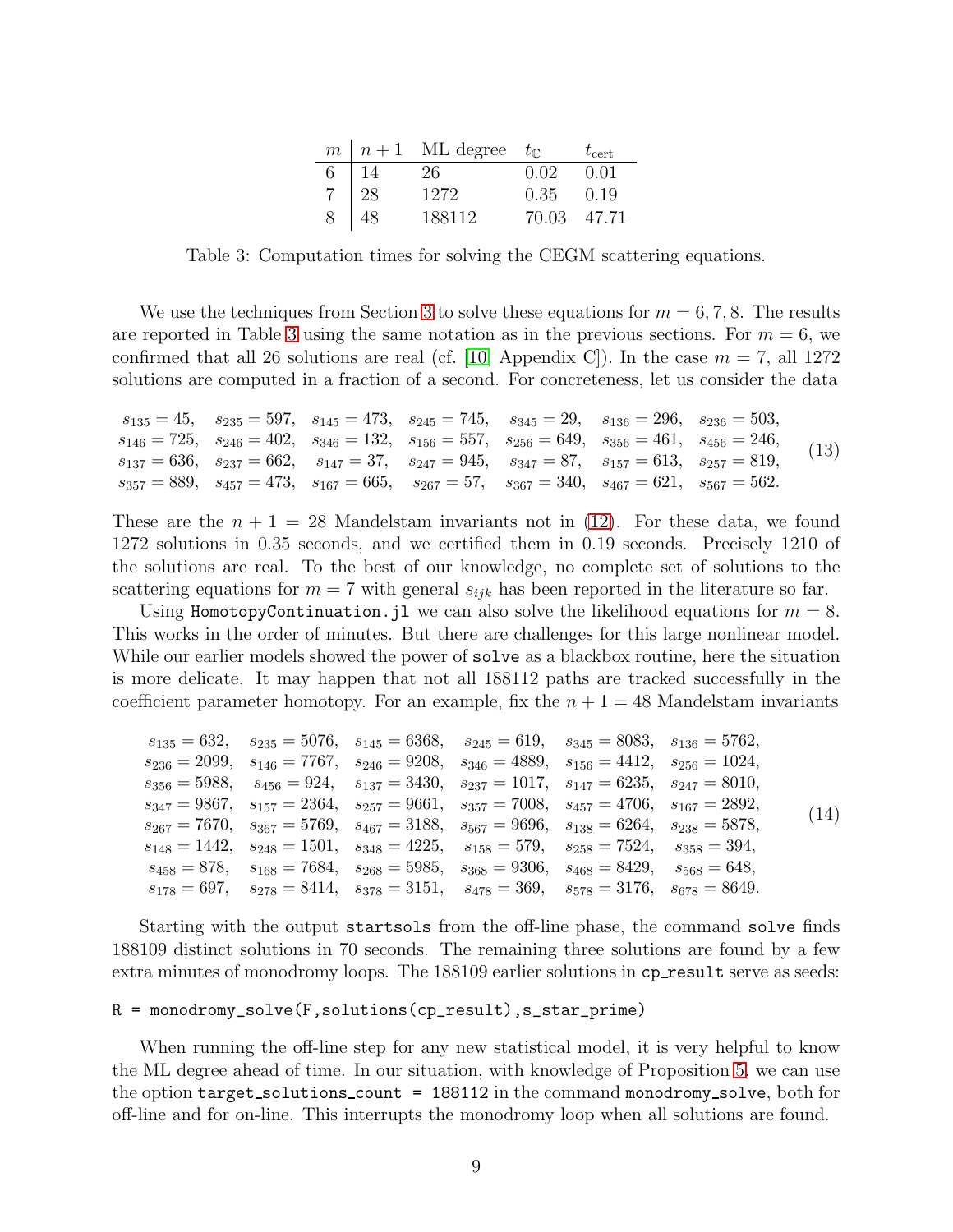| $m$ | $n+1$ | ML degree | $t_{\mathbb{C}}$ | $t_{\text{cert}}$ |
|---|---|---|---|---|
| 6 | 14 | 26 | 0.02 | 0.01 |
| 7 | 28 | 1272 | 0.35 | 0.19 |
| 8 | 48 | 188112 | 70.03 | 47.71 |

Table 3: Computation times for solving the CEGM scattering equations.

We use the techniques from Section 3 to solve these equations for $m = 6, 7, 8$. The results are reported in Table 3 using the same notation as in the previous sections. For $m = 6$, we confirmed that all 26 solutions are real (cf. [10, Appendix C]). In the case $m = 7$, all 1272 solutions are computed in a fraction of a second. For concreteness, let us consider the data

$$
\begin{array}{lllllll}
s_{135} = 45, & s_{235} = 597, & s_{145} = 473, & s_{245} = 745, & s_{345} = 29, & s_{136} = 296, & s_{236} = 503, \\
s_{146} = 725, & s_{246} = 402, & s_{346} = 132, & s_{156} = 557, & s_{256} = 649, & s_{356} = 461, & s_{456} = 246, \\
s_{137} = 636, & s_{237} = 662, & s_{147} = 37, & s_{247} = 945, & s_{347} = 87, & s_{157} = 613, & s_{257} = 819, \\
s_{357} = 889, & s_{457} = 473, & s_{167} = 665, & s_{267} = 57, & s_{367} = 340, & s_{467} = 621, & s_{567} = 562.
\end{array}
\tag{13}
$$

These are the $n + 1 = 28$ Mandelstam invariants not in (12). For these data, we found 1272 solutions in 0.35 seconds, and we certified them in 0.19 seconds. Precisely 1210 of the solutions are real. To the best of our knowledge, no complete set of solutions to the scattering equations for $m = 7$ with general $s_{ijk}$ has been reported in the literature so far.

Using HomotopyContinuation.jl we can also solve the likelihood equations for $m = 8$. This works in the order of minutes. But there are challenges for this large nonlinear model. While our earlier models showed the power of solve as a blackbox routine, here the situation is more delicate. It may happen that not all 188112 paths are tracked successfully in the coefficient parameter homotopy. For an example, fix the $n + 1 = 48$ Mandelstam invariants

$$
\begin{array}{llllll}
s_{135} = 632, & s_{235} = 5076, & s_{145} = 6368, & s_{245} = 619, & s_{345} = 8083, & s_{136} = 5762, \\
s_{236} = 2099, & s_{146} = 7767, & s_{246} = 9208, & s_{346} = 4889, & s_{156} = 4412, & s_{256} = 1024, \\
s_{356} = 5988, & s_{456} = 924, & s_{137} = 3430, & s_{237} = 1017, & s_{147} = 6235, & s_{247} = 8010, \\
s_{347} = 9867, & s_{157} = 2364, & s_{257} = 9661, & s_{357} = 7008, & s_{457} = 4706, & s_{167} = 2892, \\
s_{267} = 7670, & s_{367} = 5769, & s_{467} = 3188, & s_{567} = 9696, & s_{138} = 6264, & s_{238} = 5878, \\
s_{148} = 1442, & s_{248} = 1501, & s_{348} = 4225, & s_{158} = 579, & s_{258} = 7524, & s_{358} = 394, \\
s_{458} = 878, & s_{168} = 7684, & s_{268} = 5985, & s_{368} = 9306, & s_{468} = 8429, & s_{568} = 648, \\
s_{178} = 697, & s_{278} = 8414, & s_{378} = 3151, & s_{478} = 369, & s_{578} = 3176, & s_{678} = 8649.
\end{array}
\tag{14}
$$

Starting with the output startsols from the off-line phase, the command solve finds 188109 distinct solutions in 70 seconds. The remaining three solutions are found by a few extra minutes of monodromy loops. The 188109 earlier solutions in cp_result serve as seeds:

```
R = monodromy_solve(F,solutions(cp_result),s_star_prime)
```

When running the off-line step for any new statistical model, it is very helpful to know the ML degree ahead of time. In our situation, with knowledge of Proposition 5, we can use the option target_solutions_count = 188112 in the command monodromy_solve, both for off-line and for on-line. This interrupts the monodromy loop when all solutions are found.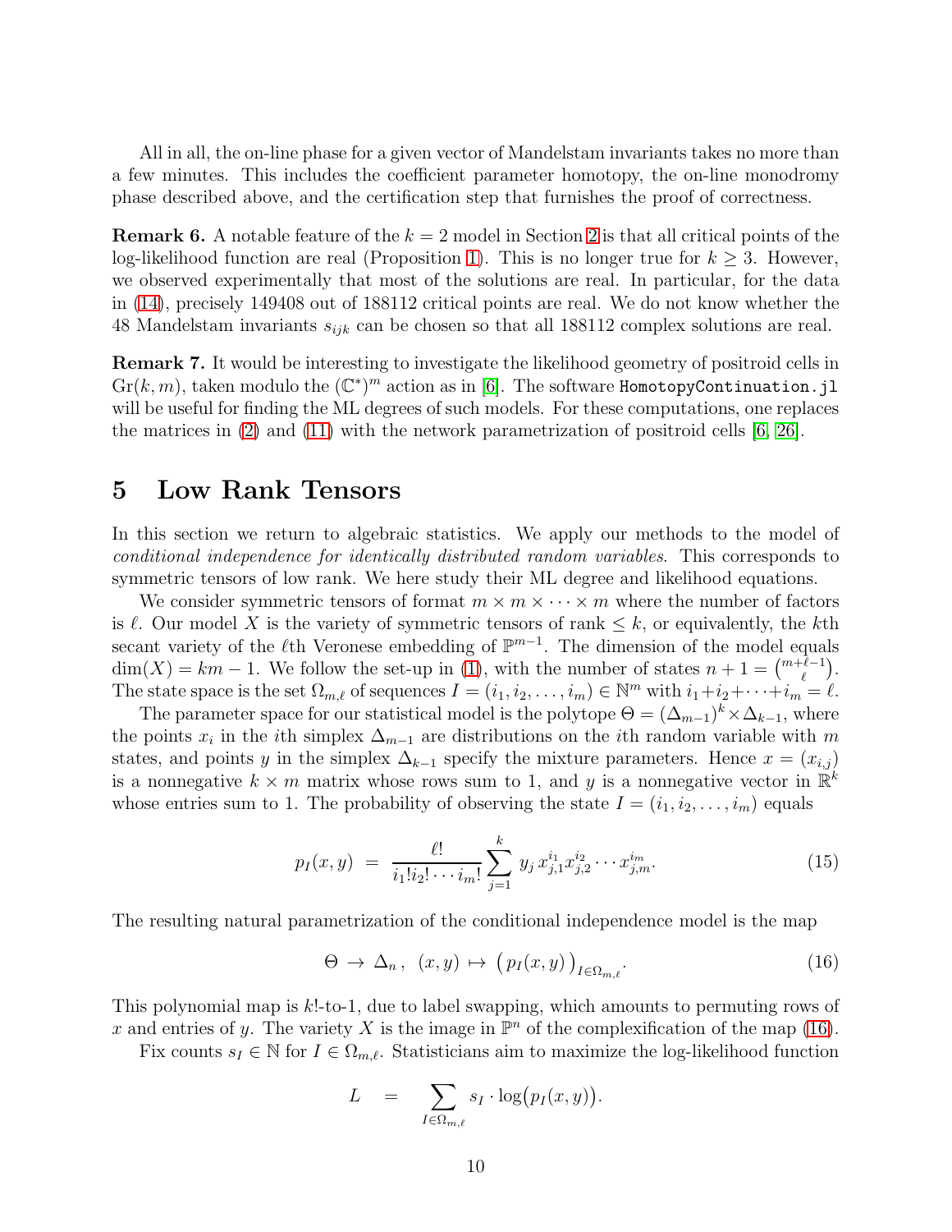All in all, the on-line phase for a given vector of Mandelstam invariants takes no more than a few minutes. This includes the coefficient parameter homotopy, the on-line monodromy phase described above, and the certification step that furnishes the proof of correctness.

**Remark 6.** A notable feature of the $k = 2$ model in Section 2 is that all critical points of the log-likelihood function are real (Proposition 1). This is no longer true for $k \geq 3$. However, we observed experimentally that most of the solutions are real. In particular, for the data in (14), precisely 149408 out of 188112 critical points are real. We do not know whether the 48 Mandelstam invariants $s_{ijk}$ can be chosen so that all 188112 complex solutions are real.

**Remark 7.** It would be interesting to investigate the likelihood geometry of positroid cells in $\mathrm{Gr}(k, m)$, taken modulo the $(\mathbb{C}^*)^m$ action as in [6]. The software `HomotopyContinuation.jl` will be useful for finding the ML degrees of such models. For these computations, one replaces the matrices in (2) and (11) with the network parametrization of positroid cells [6, 26].

# 5 Low Rank Tensors

In this section we return to algebraic statistics. We apply our methods to the model of *conditional independence for identically distributed random variables*. This corresponds to symmetric tensors of low rank. We here study their ML degree and likelihood equations.

We consider symmetric tensors of format $m \times m \times \cdots \times m$ where the number of factors is $\ell$. Our model $X$ is the variety of symmetric tensors of rank $\leq k$, or equivalently, the $k$th secant variety of the $\ell$th Veronese embedding of $\mathbb{P}^{m-1}$. The dimension of the model equals $\dim(X) = km - 1$. We follow the set-up in (1), with the number of states $n + 1 = \binom{m+\ell-1}{\ell}$. The state space is the set $\Omega_{m,\ell}$ of sequences $I = (i_1, i_2, \ldots, i_m) \in \mathbb{N}^m$ with $i_1 + i_2 + \cdots + i_m = \ell$.

The parameter space for our statistical model is the polytope $\Theta = (\Delta_{m-1})^k \times \Delta_{k-1}$, where the points $x_i$ in the $i$th simplex $\Delta_{m-1}$ are distributions on the $i$th random variable with $m$ states, and points $y$ in the simplex $\Delta_{k-1}$ specify the mixture parameters. Hence $x = (x_{i,j})$ is a nonnegative $k \times m$ matrix whose rows sum to 1, and $y$ is a nonnegative vector in $\mathbb{R}^k$ whose entries sum to 1. The probability of observing the state $I = (i_1, i_2, \ldots, i_m)$ equals

$$p_I(x, y) \;=\; \frac{\ell!}{i_1! i_2! \cdots i_m!} \sum_{j=1}^{k} y_j \, x_{j,1}^{i_1} x_{j,2}^{i_2} \cdots x_{j,m}^{i_m}. \tag{15}$$

The resulting natural parametrization of the conditional independence model is the map

$$\Theta \,\to\, \Delta_n \,, \;\; (x, y) \,\mapsto\, \big(\, p_I(x, y) \,\big)_{I \in \Omega_{m,\ell}}. \tag{16}$$

This polynomial map is $k!$-to-1, due to label swapping, which amounts to permuting rows of $x$ and entries of $y$. The variety $X$ is the image in $\mathbb{P}^n$ of the complexification of the map (16).

Fix counts $s_I \in \mathbb{N}$ for $I \in \Omega_{m,\ell}$. Statisticians aim to maximize the log-likelihood function

$$L \quad = \quad \sum_{I \in \Omega_{m,\ell}} s_I \cdot \log\big(p_I(x, y)\big).$$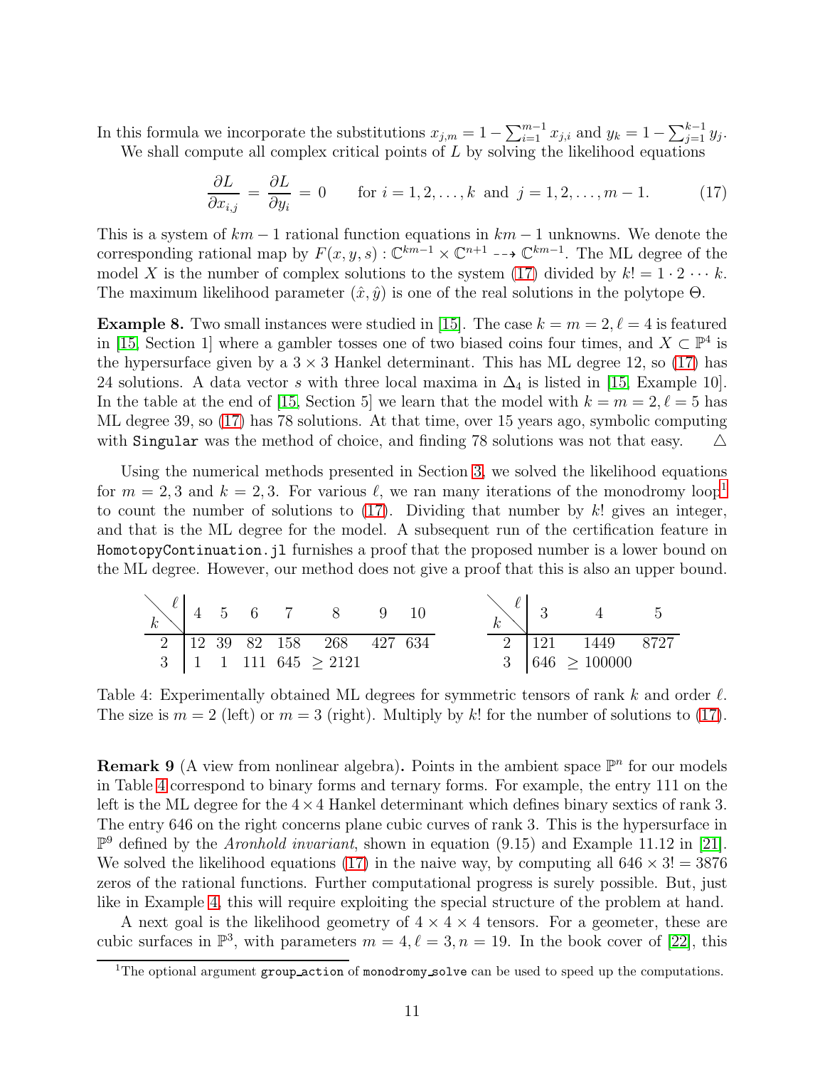In this formula we incorporate the substitutions $x_{j,m} = 1 - \sum_{i=1}^{m-1} x_{j,i}$ and $y_k = 1 - \sum_{j=1}^{k-1} y_j$.

We shall compute all complex critical points of $L$ by solving the likelihood equations

$$\frac{\partial L}{\partial x_{i,j}} = \frac{\partial L}{\partial y_i} = 0 \qquad \text{for } i = 1, 2, \ldots, k \text{ and } j = 1, 2, \ldots, m-1. \tag{17}$$

This is a system of $km - 1$ rational function equations in $km - 1$ unknowns. We denote the corresponding rational map by $F(x, y, s) : \mathbb{C}^{km-1} \times \mathbb{C}^{n+1} \dashrightarrow \mathbb{C}^{km-1}$. The ML degree of the model $X$ is the number of complex solutions to the system (17) divided by $k! = 1 \cdot 2 \cdots k$. The maximum likelihood parameter $(\hat{x}, \hat{y})$ is one of the real solutions in the polytope $\Theta$.

**Example 8.** Two small instances were studied in [15]. The case $k = m = 2, \ell = 4$ is featured in [15, Section 1] where a gambler tosses one of two biased coins four times, and $X \subset \mathbb{P}^4$ is the hypersurface given by a $3 \times 3$ Hankel determinant. This has ML degree 12, so (17) has 24 solutions. A data vector $s$ with three local maxima in $\Delta_4$ is listed in [15, Example 10]. In the table at the end of [15, Section 5] we learn that the model with $k = m = 2, \ell = 5$ has ML degree 39, so (17) has 78 solutions. At that time, over 15 years ago, symbolic computing with `Singular` was the method of choice, and finding 78 solutions was not that easy. △

Using the numerical methods presented in Section 3, we solved the likelihood equations for $m = 2, 3$ and $k = 2, 3$. For various $\ell$, we ran many iterations of the monodromy loop[1] to count the number of solutions to (17). Dividing that number by $k!$ gives an integer, and that is the ML degree for the model. A subsequent run of the certification feature in `HomotopyContinuation.jl` furnishes a proof that the proposed number is a lower bound on the ML degree. However, our method does not give a proof that this is also an upper bound.

| $k$ \ $\ell$ | 4 | 5 | 6 | 7 | 8 | 9 | 10 |
|---|---|---|---|---|---|---|---|
| 2 | 12 | 39 | 82 | 158 | 268 | 427 | 634 |
| 3 | 1 | 1 | 111 | 645 | $\geq 2121$ | | |

| $k$ \ $\ell$ | 3 | 4 | 5 |
|---|---|---|---|
| 2 | 121 | 1449 | 8727 |
| 3 | 646 | $\geq 100000$ | |

Table 4: Experimentally obtained ML degrees for symmetric tensors of rank $k$ and order $\ell$. The size is $m = 2$ (left) or $m = 3$ (right). Multiply by $k!$ for the number of solutions to (17).

**Remark 9** (A view from nonlinear algebra)**.** Points in the ambient space $\mathbb{P}^n$ for our models in Table 4 correspond to binary forms and ternary forms. For example, the entry 111 on the left is the ML degree for the $4 \times 4$ Hankel determinant which defines binary sextics of rank 3. The entry 646 on the right concerns plane cubic curves of rank 3. This is the hypersurface in $\mathbb{P}^9$ defined by the *Aronhold invariant*, shown in equation (9.15) and Example 11.12 in [21]. We solved the likelihood equations (17) in the naive way, by computing all $646 \times 3! = 3876$ zeros of the rational functions. Further computational progress is surely possible. But, just like in Example 4, this will require exploiting the special structure of the problem at hand.

A next goal is the likelihood geometry of $4 \times 4 \times 4$ tensors. For a geometer, these are cubic surfaces in $\mathbb{P}^3$, with parameters $m = 4, \ell = 3, n = 19$. In the book cover of [22], this

[1] The optional argument `group_action` of `monodromy_solve` can be used to speed up the computations.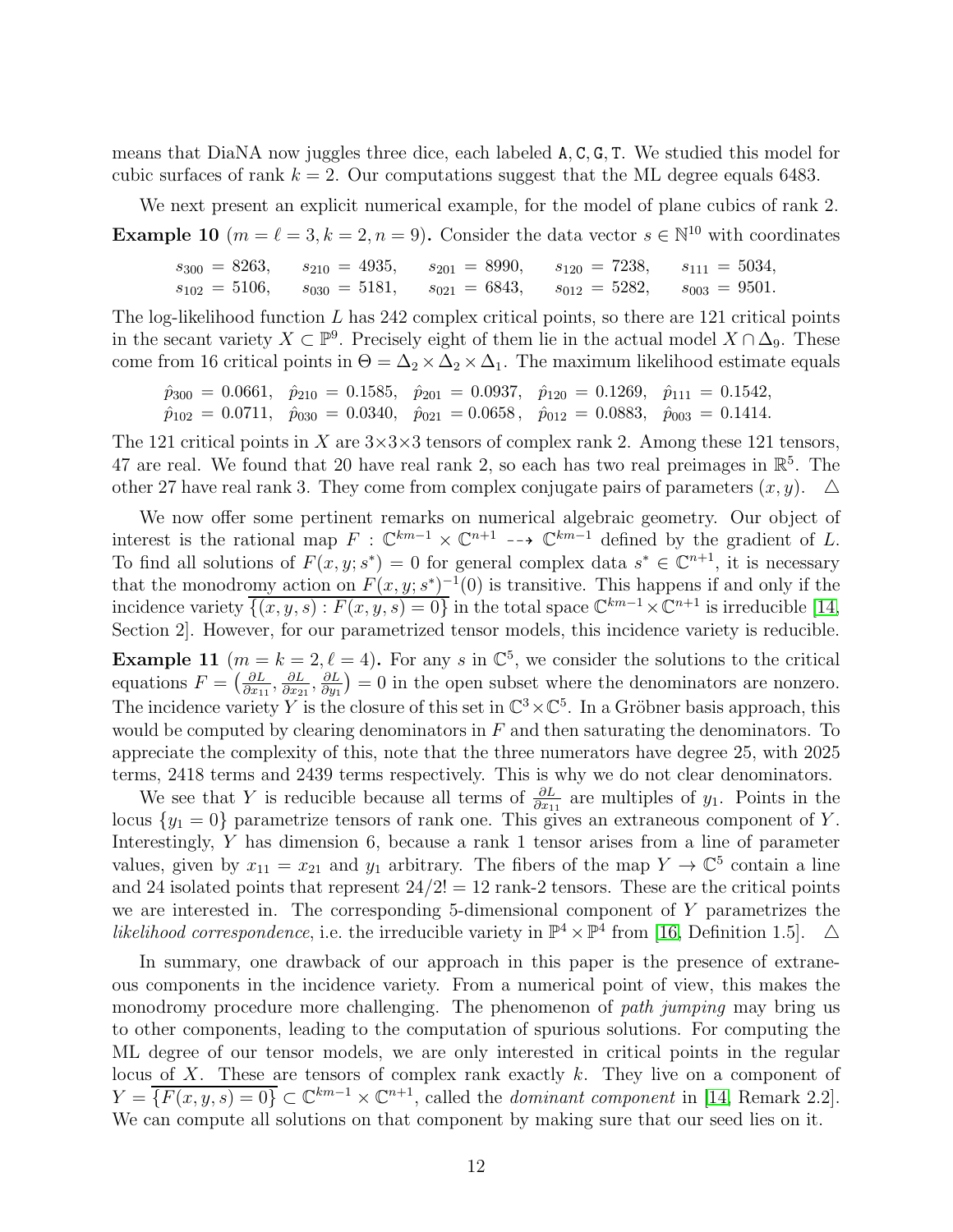means that DiaNA now juggles three dice, each labeled A, C, G, T. We studied this model for cubic surfaces of rank $k = 2$. Our computations suggest that the ML degree equals 6483.

We next present an explicit numerical example, for the model of plane cubics of rank 2.

**Example 10** ($m = \ell = 3, k = 2, n = 9$)**.** Consider the data vector $s \in \mathbb{N}^{10}$ with coordinates

$$
\begin{aligned}
&s_{300} = 8263, \quad s_{210} = 4935, \quad s_{201} = 8990, \quad s_{120} = 7238, \quad s_{111} = 5034, \\
&s_{102} = 5106, \quad s_{030} = 5181, \quad s_{021} = 6843, \quad s_{012} = 5282, \quad s_{003} = 9501.
\end{aligned}
$$

The log-likelihood function $L$ has 242 complex critical points, so there are 121 critical points in the secant variety $X \subset \mathbb{P}^9$. Precisely eight of them lie in the actual model $X \cap \Delta_9$. These come from 16 critical points in $\Theta = \Delta_2 \times \Delta_2 \times \Delta_1$. The maximum likelihood estimate equals

$$
\begin{aligned}
&\hat{p}_{300} = 0.0661, \quad \hat{p}_{210} = 0.1585, \quad \hat{p}_{201} = 0.0937, \quad \hat{p}_{120} = 0.1269, \quad \hat{p}_{111} = 0.1542, \\
&\hat{p}_{102} = 0.0711, \quad \hat{p}_{030} = 0.0340, \quad \hat{p}_{021} = 0.0658, \quad \hat{p}_{012} = 0.0883, \quad \hat{p}_{003} = 0.1414.
\end{aligned}
$$

The 121 critical points in $X$ are $3\times3\times3$ tensors of complex rank 2. Among these 121 tensors, 47 are real. We found that 20 have real rank 2, so each has two real preimages in $\mathbb{R}^5$. The other 27 have real rank 3. They come from complex conjugate pairs of parameters $(x, y)$. $\triangle$

We now offer some pertinent remarks on numerical algebraic geometry. Our object of interest is the rational map $F : \mathbb{C}^{km-1} \times \mathbb{C}^{n+1} \dashrightarrow \mathbb{C}^{km-1}$ defined by the gradient of $L$. To find all solutions of $F(x, y; s^*) = 0$ for general complex data $s^* \in \mathbb{C}^{n+1}$, it is necessary that the monodromy action on $F(x, y; s^*)^{-1}(0)$ is transitive. This happens if and only if the incidence variety $\overline{\{(x, y, s) : F(x, y, s) = 0\}}$ in the total space $\mathbb{C}^{km-1} \times \mathbb{C}^{n+1}$ is irreducible [14, Section 2]. However, for our parametrized tensor models, this incidence variety is reducible.

**Example 11** ($m = k = 2, \ell = 4$)**.** For any $s$ in $\mathbb{C}^5$, we consider the solutions to the critical equations $F = \left(\frac{\partial L}{\partial x_{11}}, \frac{\partial L}{\partial x_{21}}, \frac{\partial L}{\partial y_1}\right) = 0$ in the open subset where the denominators are nonzero. The incidence variety $Y$ is the closure of this set in $\mathbb{C}^3 \times \mathbb{C}^5$. In a Gröbner basis approach, this would be computed by clearing denominators in $F$ and then saturating the denominators. To appreciate the complexity of this, note that the three numerators have degree 25, with 2025 terms, 2418 terms and 2439 terms respectively. This is why we do not clear denominators.

We see that $Y$ is reducible because all terms of $\frac{\partial L}{\partial x_{11}}$ are multiples of $y_1$. Points in the locus $\{y_1 = 0\}$ parametrize tensors of rank one. This gives an extraneous component of $Y$. Interestingly, $Y$ has dimension 6, because a rank 1 tensor arises from a line of parameter values, given by $x_{11} = x_{21}$ and $y_1$ arbitrary. The fibers of the map $Y \to \mathbb{C}^5$ contain a line and 24 isolated points that represent $24/2! = 12$ rank-2 tensors. These are the critical points we are interested in. The corresponding 5-dimensional component of $Y$ parametrizes the *likelihood correspondence*, i.e. the irreducible variety in $\mathbb{P}^4 \times \mathbb{P}^4$ from [16, Definition 1.5]. $\triangle$

In summary, one drawback of our approach in this paper is the presence of extraneous components in the incidence variety. From a numerical point of view, this makes the monodromy procedure more challenging. The phenomenon of *path jumping* may bring us to other components, leading to the computation of spurious solutions. For computing the ML degree of our tensor models, we are only interested in critical points in the regular locus of $X$. These are tensors of complex rank exactly $k$. They live on a component of $Y = \overline{\{F(x, y, s) = 0\}} \subset \mathbb{C}^{km-1} \times \mathbb{C}^{n+1}$, called the *dominant component* in [14, Remark 2.2]. We can compute all solutions on that component by making sure that our seed lies on it.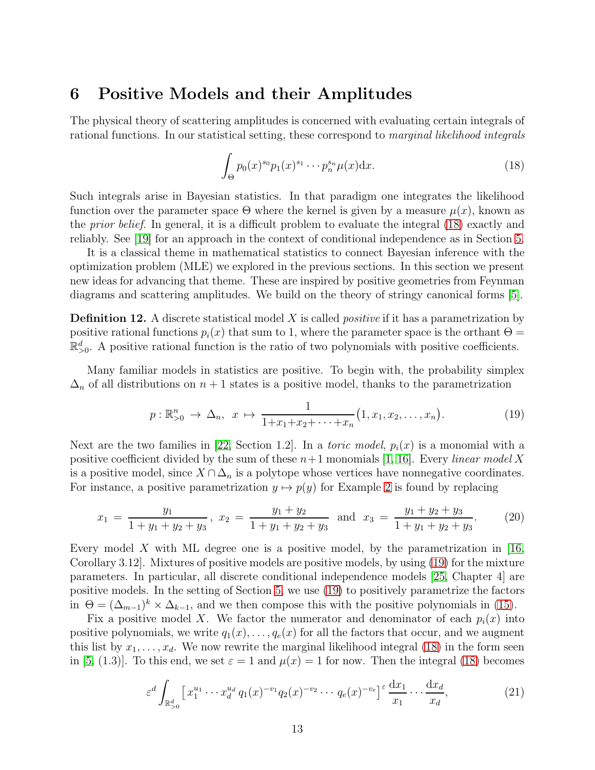## 6 Positive Models and their Amplitudes

The physical theory of scattering amplitudes is concerned with evaluating certain integrals of rational functions. In our statistical setting, these correspond to *marginal likelihood integrals*

$$\int_{\Theta} p_0(x)^{s_0} p_1(x)^{s_1} \cdots p_n^{s_n} \mu(x) \mathrm{d}x. \tag{18}$$

Such integrals arise in Bayesian statistics. In that paradigm one integrates the likelihood function over the parameter space $\Theta$ where the kernel is given by a measure $\mu(x)$, known as the *prior belief*. In general, it is a difficult problem to evaluate the integral (18) exactly and reliably. See [19] for an approach in the context of conditional independence as in Section 5.

It is a classical theme in mathematical statistics to connect Bayesian inference with the optimization problem (MLE) we explored in the previous sections. In this section we present new ideas for advancing that theme. These are inspired by positive geometries from Feynman diagrams and scattering amplitudes. We build on the theory of stringy canonical forms [5].

**Definition 12.** A discrete statistical model $X$ is called *positive* if it has a parametrization by positive rational functions $p_i(x)$ that sum to 1, where the parameter space is the orthant $\Theta = \mathbb{R}^d_{>0}$. A positive rational function is the ratio of two polynomials with positive coefficients.

Many familiar models in statistics are positive. To begin with, the probability simplex $\Delta_n$ of all distributions on $n+1$ states is a positive model, thanks to the parametrization

$$p : \mathbb{R}^n_{>0} \to \Delta_n, \ \ x \mapsto \frac{1}{1+x_1+x_2+\cdots+x_n}\big(1, x_1, x_2, \ldots, x_n\big). \tag{19}$$

Next are the two families in [22, Section 1.2]. In a *toric model*, $p_i(x)$ is a monomial with a positive coefficient divided by the sum of these $n+1$ monomials [1, 16]. Every *linear model* $X$ is a positive model, since $X \cap \Delta_n$ is a polytope whose vertices have nonnegative coordinates. For instance, a positive parametrization $y \mapsto p(y)$ for Example 2 is found by replacing

$$x_1 = \frac{y_1}{1+y_1+y_2+y_3}, \ \ x_2 = \frac{y_1+y_2}{1+y_1+y_2+y_3} \ \ \text{and} \ \ x_3 = \frac{y_1+y_2+y_3}{1+y_1+y_2+y_3}. \tag{20}$$

Every model $X$ with ML degree one is a positive model, by the parametrization in [16, Corollary 3.12]. Mixtures of positive models are positive models, by using (19) for the mixture parameters. In particular, all discrete conditional independence models [25, Chapter 4] are positive models. In the setting of Section 5, we use (19) to positively parametrize the factors in $\Theta = (\Delta_{m-1})^k \times \Delta_{k-1}$, and we then compose this with the positive polynomials in (15).

Fix a positive model $X$. We factor the numerator and denominator of each $p_i(x)$ into positive polynomials, we write $q_1(x), \ldots, q_e(x)$ for all the factors that occur, and we augment this list by $x_1, \ldots, x_d$. We now rewrite the marginal likelihood integral (18) in the form seen in [5, (1.3)]. To this end, we set $\varepsilon = 1$ and $\mu(x) = 1$ for now. Then the integral (18) becomes

$$\varepsilon^d \int_{\mathbb{R}^d_{>0}} \big[\, x_1^{u_1} \cdots x_d^{u_d} \, q_1(x)^{-v_1} q_2(x)^{-v_2} \cdots q_e(x)^{-v_e} \big]^{\varepsilon} \, \frac{\mathrm{d}x_1}{x_1} \cdots \frac{\mathrm{d}x_d}{x_d}, \tag{21}$$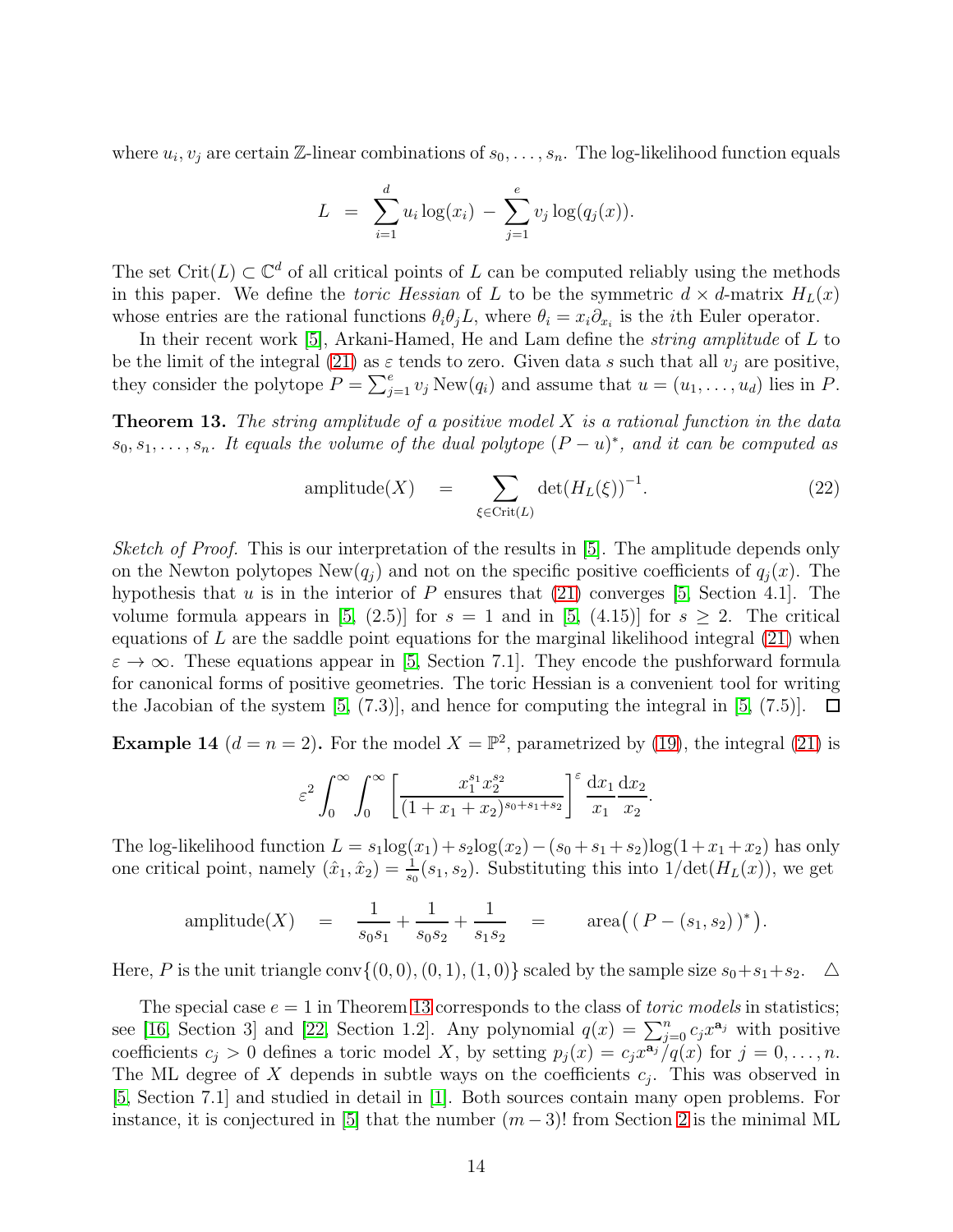where $u_i, v_j$ are certain $\mathbb{Z}$-linear combinations of $s_0, \ldots, s_n$. The log-likelihood function equals

$$L \;=\; \sum_{i=1}^{d} u_i \log(x_i) \;-\; \sum_{j=1}^{e} v_j \log(q_j(x)).$$

The set $\mathrm{Crit}(L) \subset \mathbb{C}^d$ of all critical points of $L$ can be computed reliably using the methods in this paper. We define the *toric Hessian* of $L$ to be the symmetric $d \times d$-matrix $H_L(x)$ whose entries are the rational functions $\theta_i\theta_j L$, where $\theta_i = x_i\partial_{x_i}$ is the $i$th Euler operator.

In their recent work [5], Arkani-Hamed, He and Lam define the *string amplitude* of $L$ to be the limit of the integral (21) as $\varepsilon$ tends to zero. Given data $s$ such that all $v_j$ are positive, they consider the polytope $P = \sum_{j=1}^{e} v_j \,\mathrm{New}(q_i)$ and assume that $u = (u_1, \ldots, u_d)$ lies in $P$.

**Theorem 13.** *The string amplitude of a positive model $X$ is a rational function in the data $s_0, s_1, \ldots, s_n$. It equals the volume of the dual polytope $(P - u)^*$, and it can be computed as*

$$\mathrm{amplitude}(X) \quad = \sum_{\xi \in \mathrm{Crit}(L)} \det(H_L(\xi))^{-1}. \tag{22}$$

*Sketch of Proof.* This is our interpretation of the results in [5]. The amplitude depends only on the Newton polytopes $\mathrm{New}(q_j)$ and not on the specific positive coefficients of $q_j(x)$. The hypothesis that $u$ is in the interior of $P$ ensures that (21) converges [5, Section 4.1]. The volume formula appears in [5, (2.5)] for $s = 1$ and in [5, (4.15)] for $s \geq 2$. The critical equations of $L$ are the saddle point equations for the marginal likelihood integral (21) when $\varepsilon \to \infty$. These equations appear in [5, Section 7.1]. They encode the pushforward formula for canonical forms of positive geometries. The toric Hessian is a convenient tool for writing the Jacobian of the system [5, (7.3)], and hence for computing the integral in [5, (7.5)]. $\square$

**Example 14** ($d = n = 2$)**.** For the model $X = \mathbb{P}^2$, parametrized by (19), the integral (21) is

$$\varepsilon^2 \int_0^\infty \int_0^\infty \left[ \frac{x_1^{s_1} x_2^{s_2}}{(1 + x_1 + x_2)^{s_0+s_1+s_2}} \right]^{\varepsilon} \frac{\mathrm{d}x_1}{x_1} \frac{\mathrm{d}x_2}{x_2}.$$

The log-likelihood function $L = s_1 \log(x_1) + s_2 \log(x_2) - (s_0 + s_1 + s_2)\log(1 + x_1 + x_2)$ has only one critical point, namely $(\hat{x}_1, \hat{x}_2) = \frac{1}{s_0}(s_1, s_2)$. Substituting this into $1/\det(H_L(x))$, we get

$$\mathrm{amplitude}(X) \quad = \quad \frac{1}{s_0 s_1} + \frac{1}{s_0 s_2} + \frac{1}{s_1 s_2} \quad = \quad \mathrm{area}\big( \,(\, P - (s_1, s_2)\,)^* \big).$$

Here, $P$ is the unit triangle $\mathrm{conv}\{(0,0), (0,1), (1,0)\}$ scaled by the sample size $s_0 + s_1 + s_2$. $\triangle$

The special case $e = 1$ in Theorem 13 corresponds to the class of *toric models* in statistics; see [16, Section 3] and [22, Section 1.2]. Any polynomial $q(x) = \sum_{j=0}^{n} c_j x^{\mathbf{a}_j}$ with positive coefficients $c_j > 0$ defines a toric model $X$, by setting $p_j(x) = c_j x^{\mathbf{a}_j}/q(x)$ for $j = 0, \ldots, n$. The ML degree of $X$ depends in subtle ways on the coefficients $c_j$. This was observed in [5, Section 7.1] and studied in detail in [1]. Both sources contain many open problems. For instance, it is conjectured in [5] that the number $(m-3)!$ from Section 2 is the minimal ML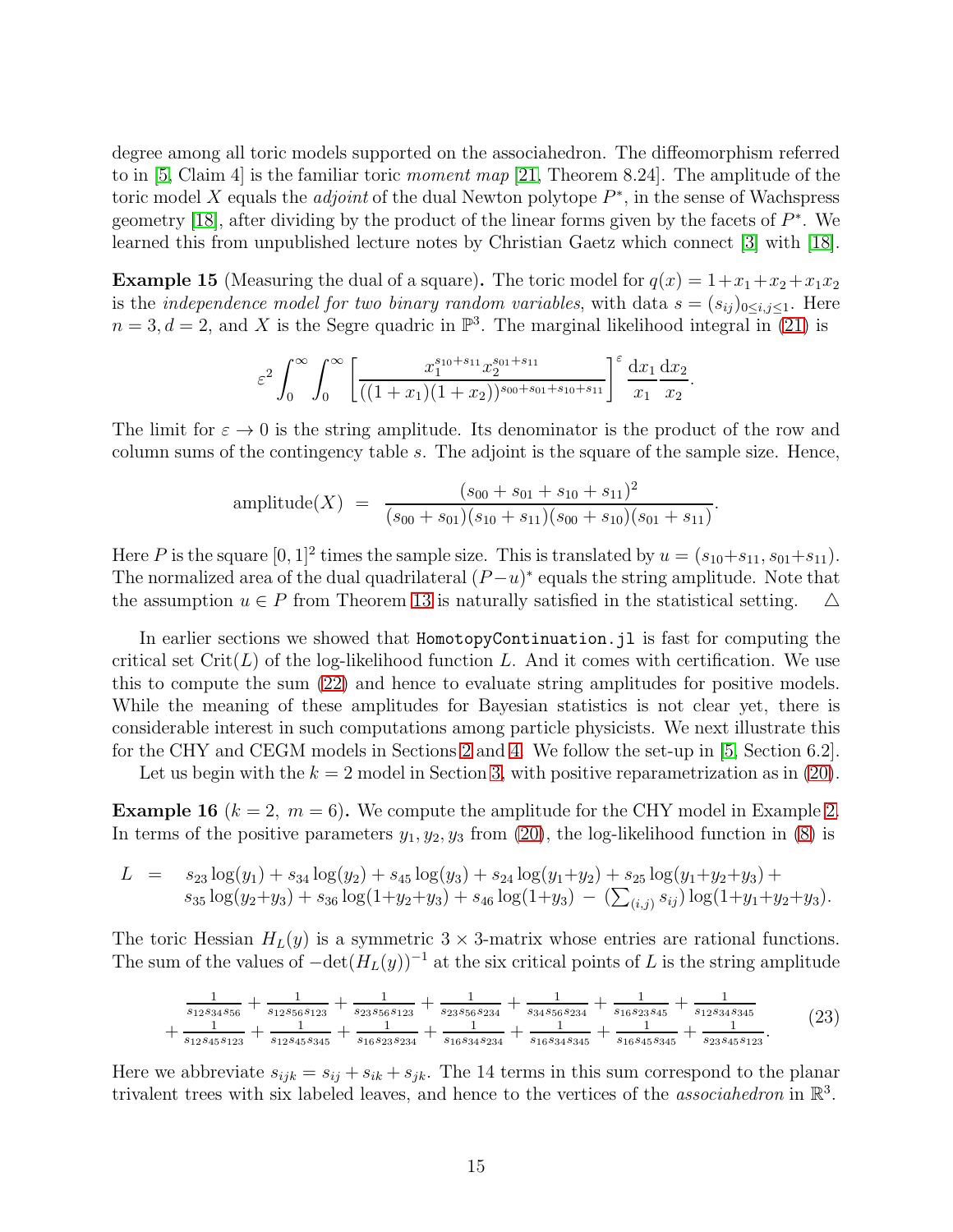degree among all toric models supported on the associahedron. The diffeomorphism referred to in [5, Claim 4] is the familiar toric *moment map* [21, Theorem 8.24]. The amplitude of the toric model $X$ equals the *adjoint* of the dual Newton polytope $P^*$, in the sense of Wachspress geometry [18], after dividing by the product of the linear forms given by the facets of $P^*$. We learned this from unpublished lecture notes by Christian Gaetz which connect [3] with [18].

**Example 15** (Measuring the dual of a square)**.** The toric model for $q(x) = 1+x_1+x_2+x_1x_2$ is the *independence model for two binary random variables*, with data $s = (s_{ij})_{0\leq i,j\leq 1}$. Here $n = 3, d = 2$, and $X$ is the Segre quadric in $\mathbb{P}^3$. The marginal likelihood integral in (21) is

$$\varepsilon^2 \int_0^\infty \int_0^\infty \left[ \frac{x_1^{s_{10}+s_{11}} x_2^{s_{01}+s_{11}}}{((1+x_1)(1+x_2))^{s_{00}+s_{01}+s_{10}+s_{11}}} \right]^\varepsilon \frac{\mathrm{d}x_1}{x_1} \frac{\mathrm{d}x_2}{x_2}.$$

The limit for $\varepsilon \to 0$ is the string amplitude. Its denominator is the product of the row and column sums of the contingency table $s$. The adjoint is the square of the sample size. Hence,

$$\text{amplitude}(X) \;=\; \frac{(s_{00}+s_{01}+s_{10}+s_{11})^2}{(s_{00}+s_{01})(s_{10}+s_{11})(s_{00}+s_{10})(s_{01}+s_{11})}.$$

Here $P$ is the square $[0,1]^2$ times the sample size. This is translated by $u = (s_{10}+s_{11}, s_{01}+s_{11})$. The normalized area of the dual quadrilateral $(P-u)^*$ equals the string amplitude. Note that the assumption $u \in P$ from Theorem 13 is naturally satisfied in the statistical setting. △

In earlier sections we showed that `HomotopyContinuation.jl` is fast for computing the critical set $\mathrm{Crit}(L)$ of the log-likelihood function $L$. And it comes with certification. We use this to compute the sum (22) and hence to evaluate string amplitudes for positive models. While the meaning of these amplitudes for Bayesian statistics is not clear yet, there is considerable interest in such computations among particle physicists. We next illustrate this for the CHY and CEGM models in Sections 2 and 4. We follow the set-up in [5, Section 6.2].

Let us begin with the $k = 2$ model in Section 3, with positive reparametrization as in (20).

**Example 16** ($k = 2,\ m = 6$)**.** We compute the amplitude for the CHY model in Example 2. In terms of the positive parameters $y_1, y_2, y_3$ from (20), the log-likelihood function in (8) is

$$\begin{aligned} L \;=\;\; & s_{23}\log(y_1) + s_{34}\log(y_2) + s_{45}\log(y_3) + s_{24}\log(y_1+y_2) + s_{25}\log(y_1+y_2+y_3) + \\ & s_{35}\log(y_2+y_3) + s_{36}\log(1+y_2+y_3) + s_{46}\log(1+y_3) \;-\; (\textstyle\sum_{(i,j)} s_{ij})\log(1+y_1+y_2+y_3). \end{aligned}$$

The toric Hessian $H_L(y)$ is a symmetric $3\times 3$-matrix whose entries are rational functions. The sum of the values of $-\det(H_L(y))^{-1}$ at the six critical points of $L$ is the string amplitude

$$\begin{aligned} & \tfrac{1}{s_{12}s_{34}s_{56}} + \tfrac{1}{s_{12}s_{56}s_{123}} + \tfrac{1}{s_{23}s_{56}s_{123}} + \tfrac{1}{s_{23}s_{56}s_{234}} + \tfrac{1}{s_{34}s_{56}s_{234}} + \tfrac{1}{s_{16}s_{23}s_{45}} + \tfrac{1}{s_{12}s_{34}s_{345}} \\ + & \tfrac{1}{s_{12}s_{45}s_{123}} + \tfrac{1}{s_{12}s_{45}s_{345}} + \tfrac{1}{s_{16}s_{23}s_{234}} + \tfrac{1}{s_{16}s_{34}s_{234}} + \tfrac{1}{s_{16}s_{34}s_{345}} + \tfrac{1}{s_{16}s_{45}s_{345}} + \tfrac{1}{s_{23}s_{45}s_{123}}. \end{aligned} \tag{23}$$

Here we abbreviate $s_{ijk} = s_{ij}+s_{ik}+s_{jk}$. The 14 terms in this sum correspond to the planar trivalent trees with six labeled leaves, and hence to the vertices of the *associahedron* in $\mathbb{R}^3$.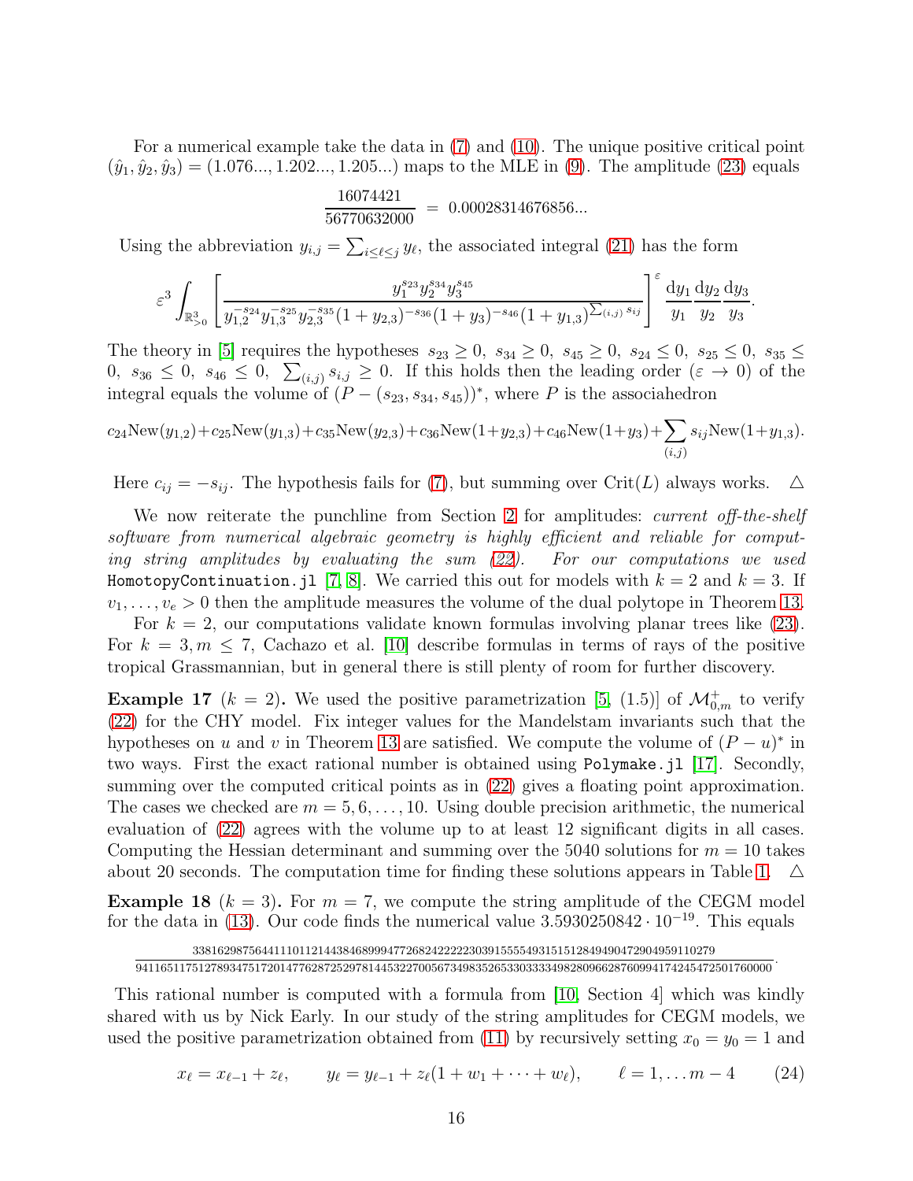For a numerical example take the data in (7) and (10). The unique positive critical point $(\hat{y}_1, \hat{y}_2, \hat{y}_3) = (1.076..., 1.202..., 1.205...)$ maps to the MLE in (9). The amplitude (23) equals

$$\frac{16074421}{56770632000} \ = \ 0.00028314676856...$$

Using the abbreviation $y_{i,j} = \sum_{i \leq \ell \leq j} y_\ell$, the associated integral (21) has the form

$$\varepsilon^3 \int_{\mathbb{R}^3_{>0}} \left[ \frac{y_1^{s_{23}} y_2^{s_{34}} y_3^{s_{45}}}{y_{1,2}^{-s_{24}} y_{1,3}^{-s_{25}} y_{2,3}^{-s_{35}} (1+y_{2,3})^{-s_{36}} (1+y_3)^{-s_{46}} (1+y_{1,3})^{\sum_{(i,j)} s_{ij}}} \right]^{\varepsilon} \frac{\mathrm{d}y_1}{y_1} \frac{\mathrm{d}y_2}{y_2} \frac{\mathrm{d}y_3}{y_3}.$$

The theory in [5] requires the hypotheses $s_{23} \geq 0,\ s_{34} \geq 0,\ s_{45} \geq 0,\ s_{24} \leq 0,\ s_{25} \leq 0,\ s_{35} \leq 0,\ s_{36} \leq 0,\ s_{46} \leq 0,\ \sum_{(i,j)} s_{i,j} \geq 0$. If this holds then the leading order ($\varepsilon \to 0$) of the integral equals the volume of $(P - (s_{23}, s_{34}, s_{45}))^*$, where $P$ is the associahedron

$$c_{24}\mathrm{New}(y_{1,2}) + c_{25}\mathrm{New}(y_{1,3}) + c_{35}\mathrm{New}(y_{2,3}) + c_{36}\mathrm{New}(1+y_{2,3}) + c_{46}\mathrm{New}(1+y_3) + \sum_{(i,j)} s_{ij}\mathrm{New}(1+y_{1,3}).$$

Here $c_{ij} = -s_{ij}$. The hypothesis fails for (7), but summing over $\mathrm{Crit}(L)$ always works. $\triangle$

We now reiterate the punchline from Section 2 for amplitudes: *current off-the-shelf software from numerical algebraic geometry is highly efficient and reliable for computing string amplitudes by evaluating the sum (22). For our computations we used* `HomotopyContinuation.jl` [7, 8]. We carried this out for models with $k = 2$ and $k = 3$. If $v_1, \ldots, v_e > 0$ then the amplitude measures the volume of the dual polytope in Theorem 13.

For $k = 2$, our computations validate known formulas involving planar trees like (23). For $k = 3, m \leq 7$, Cachazo et al. [10] describe formulas in terms of rays of the positive tropical Grassmannian, but in general there is still plenty of room for further discovery.

**Example 17** ($k = 2$)**.** We used the positive parametrization [5, (1.5)] of $\mathcal{M}^+_{0,m}$ to verify (22) for the CHY model. Fix integer values for the Mandelstam invariants such that the hypotheses on $u$ and $v$ in Theorem 13 are satisfied. We compute the volume of $(P - u)^*$ in two ways. First the exact rational number is obtained using `Polymake.jl` [17]. Secondly, summing over the computed critical points as in (22) gives a floating point approximation. The cases we checked are $m = 5, 6, \ldots, 10$. Using double precision arithmetic, the numerical evaluation of (22) agrees with the volume up to at least 12 significant digits in all cases. Computing the Hessian determinant and summing over the 5040 solutions for $m = 10$ takes about 20 seconds. The computation time for finding these solutions appears in Table 1. $\triangle$

**Example 18** ($k = 3$)**.** For $m = 7$, we compute the string amplitude of the CEGM model for the data in (13). Our code finds the numerical value $3.5930250842 \cdot 10^{-19}$. This equals

$$\frac{338162987564411101121443846899947726824222223039155554931515128494904729049591 10279}{941165117512789347517201477628725297814453227005673498352653303333498280966287609941742454725017600 00}.$$

This rational number is computed with a formula from [10, Section 4] which was kindly shared with us by Nick Early. In our study of the string amplitudes for CEGM models, we used the positive parametrization obtained from (11) by recursively setting $x_0 = y_0 = 1$ and

$$x_\ell = x_{\ell-1} + z_\ell, \qquad y_\ell = y_{\ell-1} + z_\ell(1 + w_1 + \cdots + w_\ell), \qquad \ell = 1, \ldots m-4 \tag{24}$$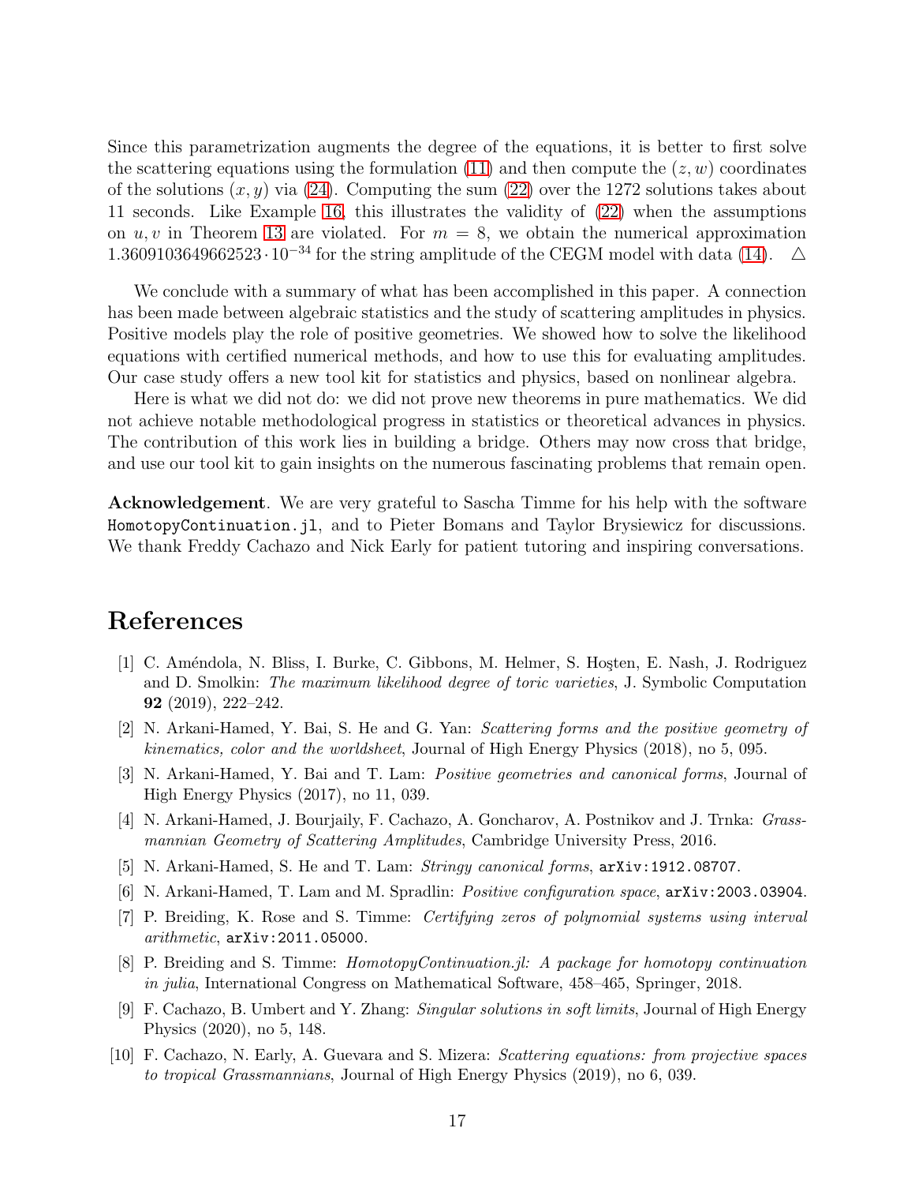Since this parametrization augments the degree of the equations, it is better to first solve the scattering equations using the formulation (11) and then compute the $(z, w)$ coordinates of the solutions $(x, y)$ via (24). Computing the sum (22) over the 1272 solutions takes about 11 seconds. Like Example 16, this illustrates the validity of (22) when the assumptions on $u, v$ in Theorem 13 are violated. For $m = 8$, we obtain the numerical approximation $1.3609103649662523 \cdot 10^{-34}$ for the string amplitude of the CEGM model with data (14). $\triangle$

We conclude with a summary of what has been accomplished in this paper. A connection has been made between algebraic statistics and the study of scattering amplitudes in physics. Positive models play the role of positive geometries. We showed how to solve the likelihood equations with certified numerical methods, and how to use this for evaluating amplitudes. Our case study offers a new tool kit for statistics and physics, based on nonlinear algebra.

Here is what we did not do: we did not prove new theorems in pure mathematics. We did not achieve notable methodological progress in statistics or theoretical advances in physics. The contribution of this work lies in building a bridge. Others may now cross that bridge, and use our tool kit to gain insights on the numerous fascinating problems that remain open.

**Acknowledgement**. We are very grateful to Sascha Timme for his help with the software `HomotopyContinuation.jl`, and to Pieter Bomans and Taylor Brysiewicz for discussions. We thank Freddy Cachazo and Nick Early for patient tutoring and inspiring conversations.

# References

[1] C. Améndola, N. Bliss, I. Burke, C. Gibbons, M. Helmer, S. Hoşten, E. Nash, J. Rodriguez and D. Smolkin: *The maximum likelihood degree of toric varieties*, J. Symbolic Computation **92** (2019), 222–242.

[2] N. Arkani-Hamed, Y. Bai, S. He and G. Yan: *Scattering forms and the positive geometry of kinematics, color and the worldsheet*, Journal of High Energy Physics (2018), no 5, 095.

[3] N. Arkani-Hamed, Y. Bai and T. Lam: *Positive geometries and canonical forms*, Journal of High Energy Physics (2017), no 11, 039.

[4] N. Arkani-Hamed, J. Bourjaily, F. Cachazo, A. Goncharov, A. Postnikov and J. Trnka: *Grassmannian Geometry of Scattering Amplitudes*, Cambridge University Press, 2016.

[5] N. Arkani-Hamed, S. He and T. Lam: *Stringy canonical forms*, `arXiv:1912.08707`.

[6] N. Arkani-Hamed, T. Lam and M. Spradlin: *Positive configuration space*, `arXiv:2003.03904`.

[7] P. Breiding, K. Rose and S. Timme: *Certifying zeros of polynomial systems using interval arithmetic*, `arXiv:2011.05000`.

[8] P. Breiding and S. Timme: *HomotopyContinuation.jl: A package for homotopy continuation in julia*, International Congress on Mathematical Software, 458–465, Springer, 2018.

[9] F. Cachazo, B. Umbert and Y. Zhang: *Singular solutions in soft limits*, Journal of High Energy Physics (2020), no 5, 148.

[10] F. Cachazo, N. Early, A. Guevara and S. Mizera: *Scattering equations: from projective spaces to tropical Grassmannians*, Journal of High Energy Physics (2019), no 6, 039.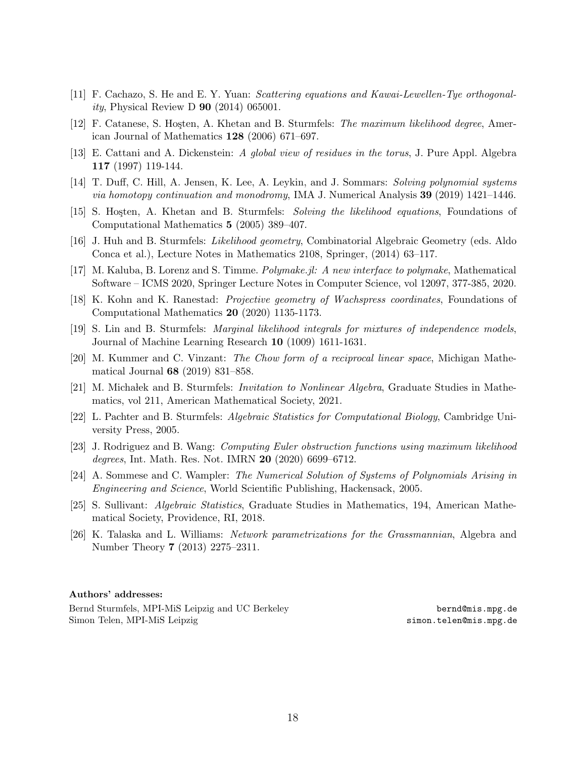[11] F. Cachazo, S. He and E. Y. Yuan: *Scattering equations and Kawai-Lewellen-Tye orthogonality*, Physical Review D **90** (2014) 065001.

[12] F. Catanese, S. Hoşten, A. Khetan and B. Sturmfels: *The maximum likelihood degree*, American Journal of Mathematics **128** (2006) 671–697.

[13] E. Cattani and A. Dickenstein: *A global view of residues in the torus*, J. Pure Appl. Algebra **117** (1997) 119-144.

[14] T. Duff, C. Hill, A. Jensen, K. Lee, A. Leykin, and J. Sommars: *Solving polynomial systems via homotopy continuation and monodromy*, IMA J. Numerical Analysis **39** (2019) 1421–1446.

[15] S. Hoşten, A. Khetan and B. Sturmfels: *Solving the likelihood equations*, Foundations of Computational Mathematics **5** (2005) 389–407.

[16] J. Huh and B. Sturmfels: *Likelihood geometry*, Combinatorial Algebraic Geometry (eds. Aldo Conca et al.), Lecture Notes in Mathematics 2108, Springer, (2014) 63–117.

[17] M. Kaluba, B. Lorenz and S. Timme. *Polymake.jl: A new interface to polymake*, Mathematical Software – ICMS 2020, Springer Lecture Notes in Computer Science, vol 12097, 377-385, 2020.

[18] K. Kohn and K. Ranestad: *Projective geometry of Wachspress coordinates*, Foundations of Computational Mathematics **20** (2020) 1135-1173.

[19] S. Lin and B. Sturmfels: *Marginal likelihood integrals for mixtures of independence models*, Journal of Machine Learning Research **10** (1009) 1611-1631.

[20] M. Kummer and C. Vinzant: *The Chow form of a reciprocal linear space*, Michigan Mathematical Journal **68** (2019) 831–858.

[21] M. Michałek and B. Sturmfels: *Invitation to Nonlinear Algebra*, Graduate Studies in Mathematics, vol 211, American Mathematical Society, 2021.

[22] L. Pachter and B. Sturmfels: *Algebraic Statistics for Computational Biology*, Cambridge University Press, 2005.

[23] J. Rodriguez and B. Wang: *Computing Euler obstruction functions using maximum likelihood degrees*, Int. Math. Res. Not. IMRN **20** (2020) 6699–6712.

[24] A. Sommese and C. Wampler: *The Numerical Solution of Systems of Polynomials Arising in Engineering and Science*, World Scientific Publishing, Hackensack, 2005.

[25] S. Sullivant: *Algebraic Statistics*, Graduate Studies in Mathematics, 194, American Mathematical Society, Providence, RI, 2018.

[26] K. Talaska and L. Williams: *Network parametrizations for the Grassmannian*, Algebra and Number Theory **7** (2013) 2275–2311.

**Authors' addresses:**

Bernd Sturmfels, MPI-MiS Leipzig and UC Berkeley bernd@mis.mpg.de

Simon Telen, MPI-MiS Leipzig simon.telen@mis.mpg.de